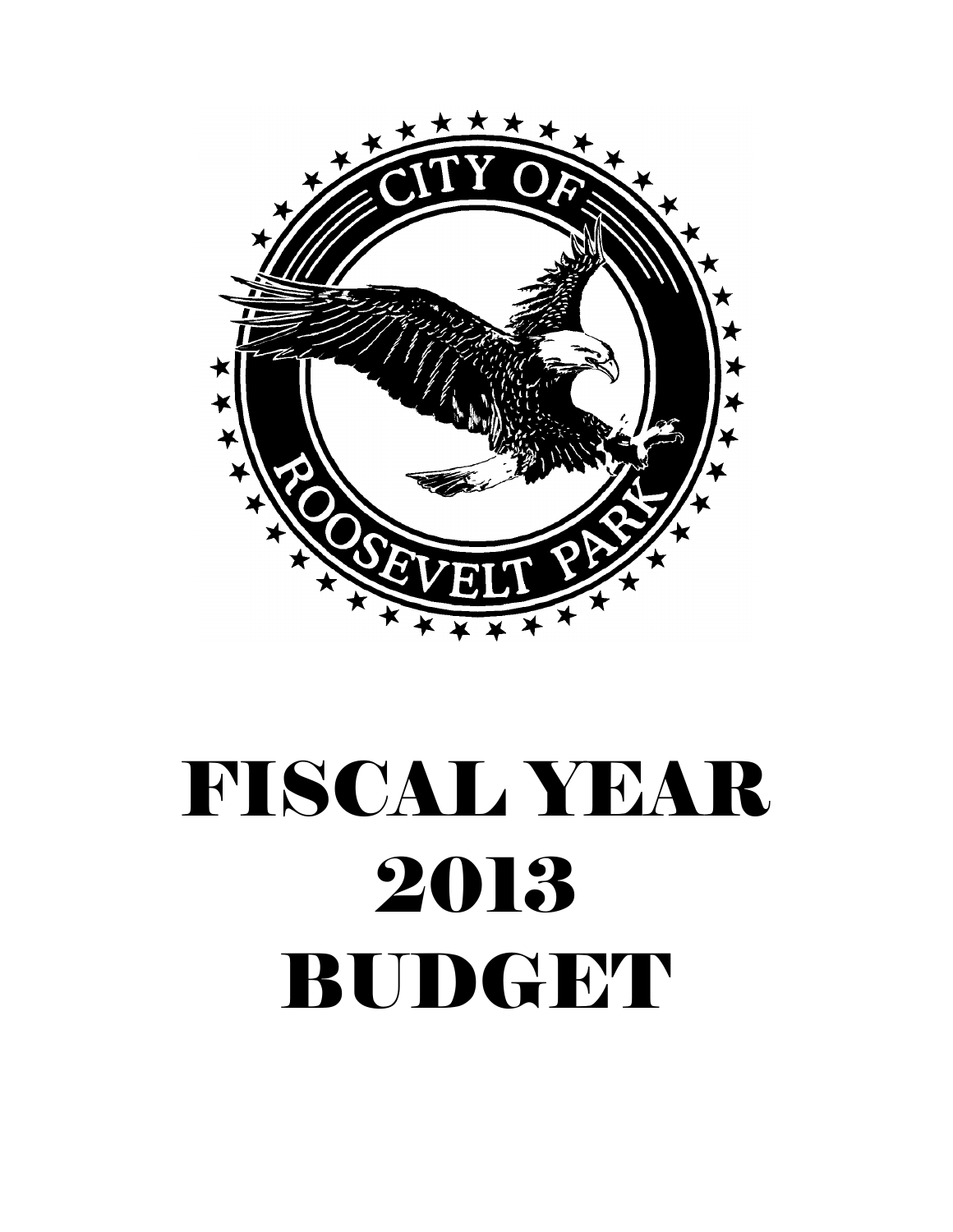CITY OF ROOSEVELT PARK

# FISCAL YEAR 2013 BUDGET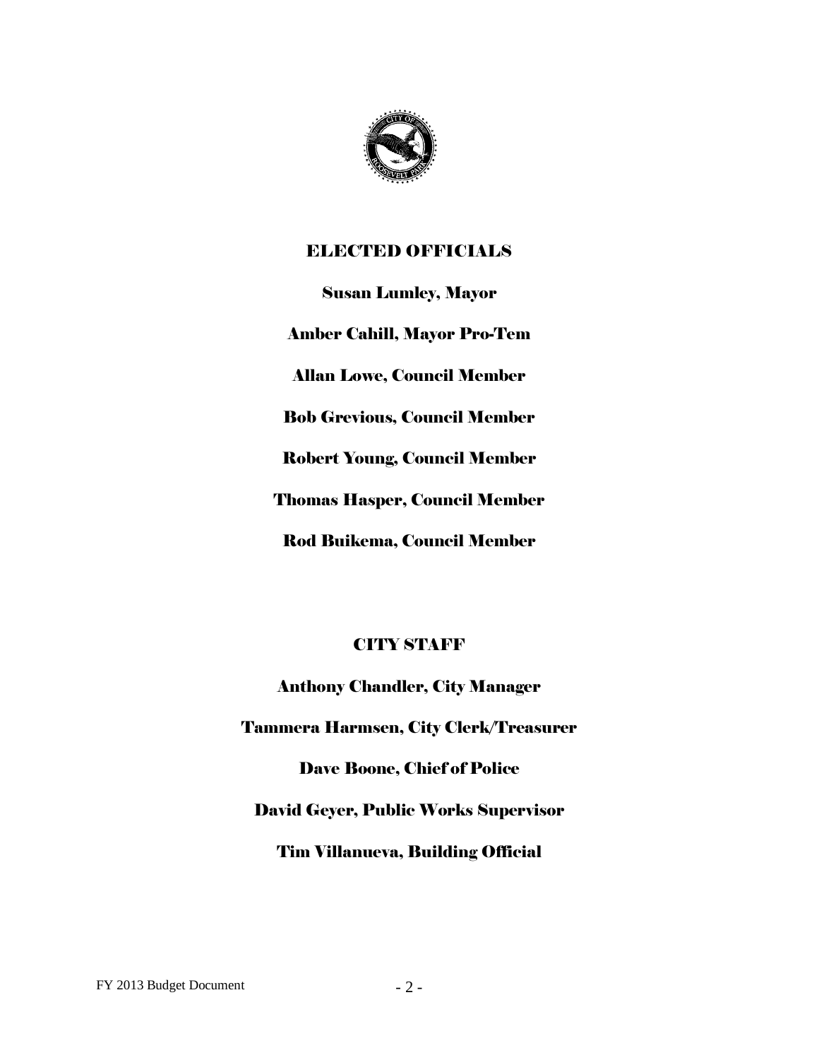## ELECTED OFFICIALS

**Susan Lumley, Mayor**

**Amber Cahill, Mayor Pro-Tem**

**Allan Lowe, Council Member**

**Bob Grevious, Council Member**

**Robert Young, Council Member**

**Thomas Hasper, Council Member**

**Rod Buikema, Council Member**

## CITY STAFF

**Anthony Chandler, City Manager**

**Tammera Harmsen, City Clerk/Treasurer**

**Dave Boone, Chief of Police**

**David Geyer, Public Works Supervisor**

**Tim Villanueva, Building Official**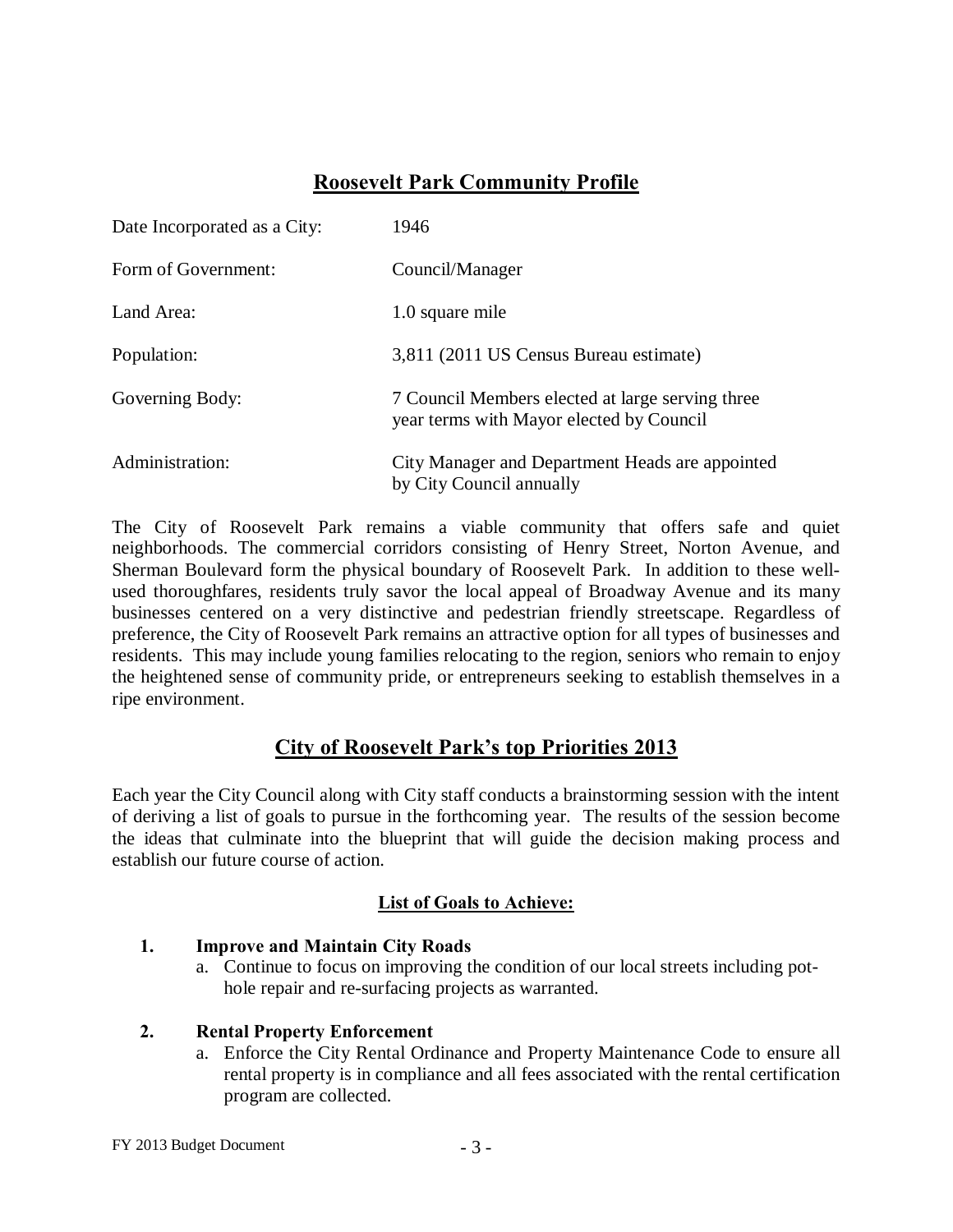## Roosevelt Park Community Profile

| | |
|---|---|
| Date Incorporated as a City: | 1946 |
| Form of Government: | Council/Manager |
| Land Area: | 1.0 square mile |
| Population: | 3,811 (2011 US Census Bureau estimate) |
| Governing Body: | 7 Council Members elected at large serving three year terms with Mayor elected by Council |
| Administration: | City Manager and Department Heads are appointed by City Council annually |

The City of Roosevelt Park remains a viable community that offers safe and quiet neighborhoods. The commercial corridors consisting of Henry Street, Norton Avenue, and Sherman Boulevard form the physical boundary of Roosevelt Park. In addition to these well-used thoroughfares, residents truly savor the local appeal of Broadway Avenue and its many businesses centered on a very distinctive and pedestrian friendly streetscape. Regardless of preference, the City of Roosevelt Park remains an attractive option for all types of businesses and residents. This may include young families relocating to the region, seniors who remain to enjoy the heightened sense of community pride, or entrepreneurs seeking to establish themselves in a ripe environment.

## City of Roosevelt Park's top Priorities 2013

Each year the City Council along with City staff conducts a brainstorming session with the intent of deriving a list of goals to pursue in the forthcoming year. The results of the session become the ideas that culminate into the blueprint that will guide the decision making process and establish our future course of action.

### List of Goals to Achieve:

1. **Improve and Maintain City Roads**
   a. Continue to focus on improving the condition of our local streets including pot-hole repair and re-surfacing projects as warranted.

2. **Rental Property Enforcement**
   a. Enforce the City Rental Ordinance and Property Maintenance Code to ensure all rental property is in compliance and all fees associated with the rental certification program are collected.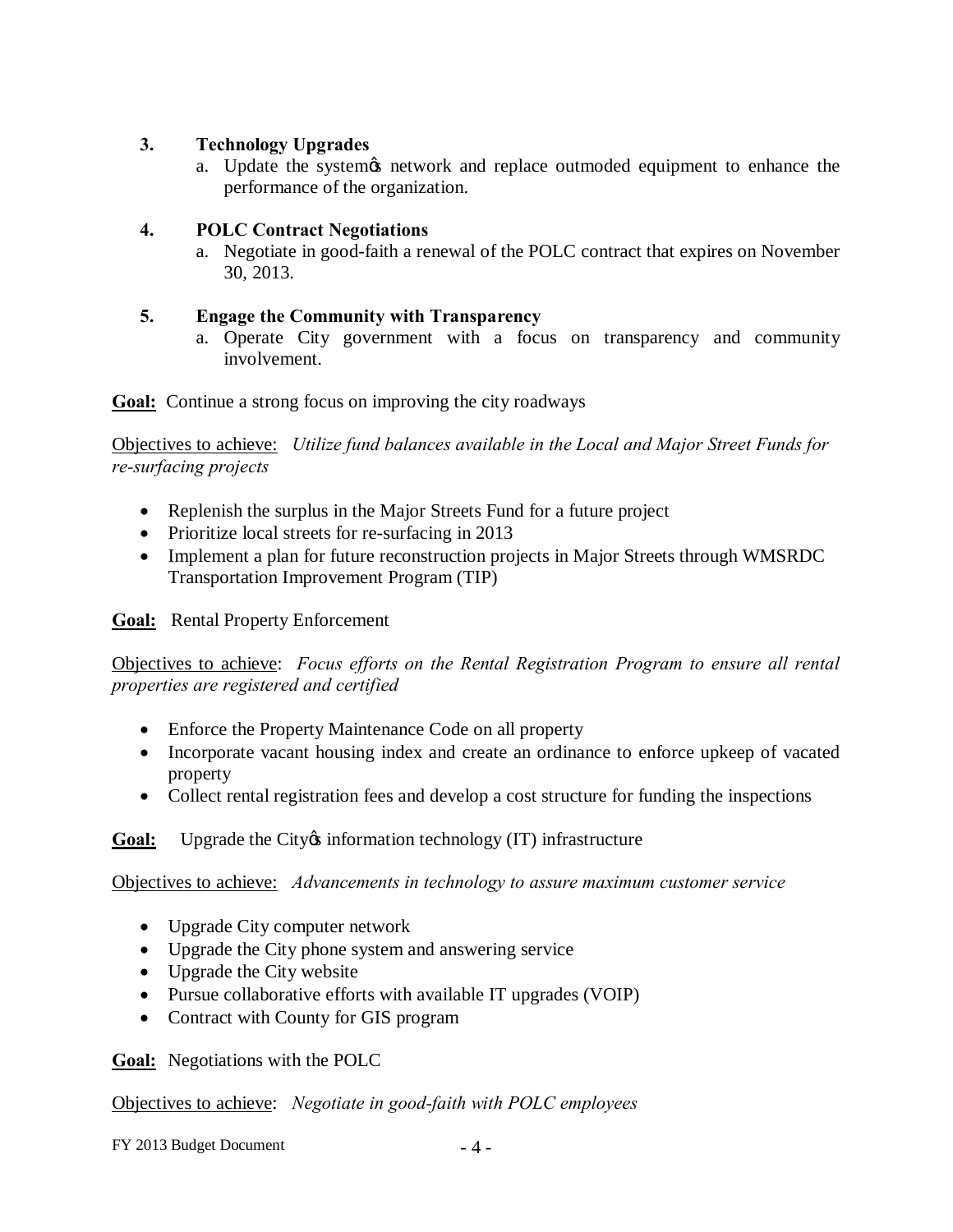3. **Technology Upgrades**
    a. Update the system's network and replace outmoded equipment to enhance the performance of the organization.

4. **POLC Contract Negotiations**
    a. Negotiate in good-faith a renewal of the POLC contract that expires on November 30, 2013.

5. **Engage the Community with Transparency**
    a. Operate City government with a focus on transparency and community involvement.

**<u>Goal:</u>** Continue a strong focus on improving the city roadways

<u>Objectives to achieve:</u> *Utilize fund balances available in the Local and Major Street Funds for re-surfacing projects*

- Replenish the surplus in the Major Streets Fund for a future project
- Prioritize local streets for re-surfacing in 2013
- Implement a plan for future reconstruction projects in Major Streets through WMSRDC Transportation Improvement Program (TIP)

**<u>Goal:</u>** Rental Property Enforcement

<u>Objectives to achieve</u>: *Focus efforts on the Rental Registration Program to ensure all rental properties are registered and certified*

- Enforce the Property Maintenance Code on all property
- Incorporate vacant housing index and create an ordinance to enforce upkeep of vacated property
- Collect rental registration fees and develop a cost structure for funding the inspections

**<u>Goal:</u>** Upgrade the City's information technology (IT) infrastructure

<u>Objectives to achieve:</u> *Advancements in technology to assure maximum customer service*

- Upgrade City computer network
- Upgrade the City phone system and answering service
- Upgrade the City website
- Pursue collaborative efforts with available IT upgrades (VOIP)
- Contract with County for GIS program

**<u>Goal:</u>** Negotiations with the POLC

<u>Objectives to achieve</u>: *Negotiate in good-faith with POLC employees*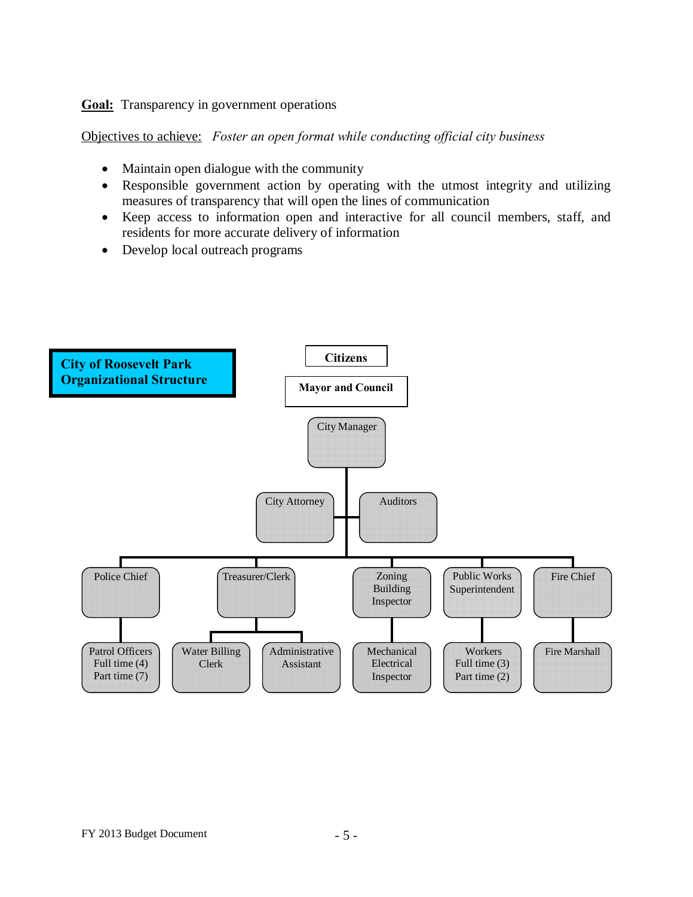**Goal:** Transparency in government operations

Objectives to achieve: *Foster an open format while conducting official city business*

- Maintain open dialogue with the community
- Responsible government action by operating with the utmost integrity and utilizing measures of transparency that will open the lines of communication
- Keep access to information open and interactive for all council members, staff, and residents for more accurate delivery of information
- Develop local outreach programs

**City of Roosevelt Park Organizational Structure**

- **Citizens**
  - **Mayor and Council**
    - City Manager
      - City Attorney
      - Auditors
      - Police Chief
        - Patrol Officers Full time (4) Part time (7)
      - Treasurer/Clerk
        - Water Billing Clerk
        - Administrative Assistant
      - Zoning Building Inspector
        - Mechanical Electrical Inspector
      - Public Works Superintendent
        - Workers Full time (3) Part time (2)
      - Fire Chief
        - Fire Marshall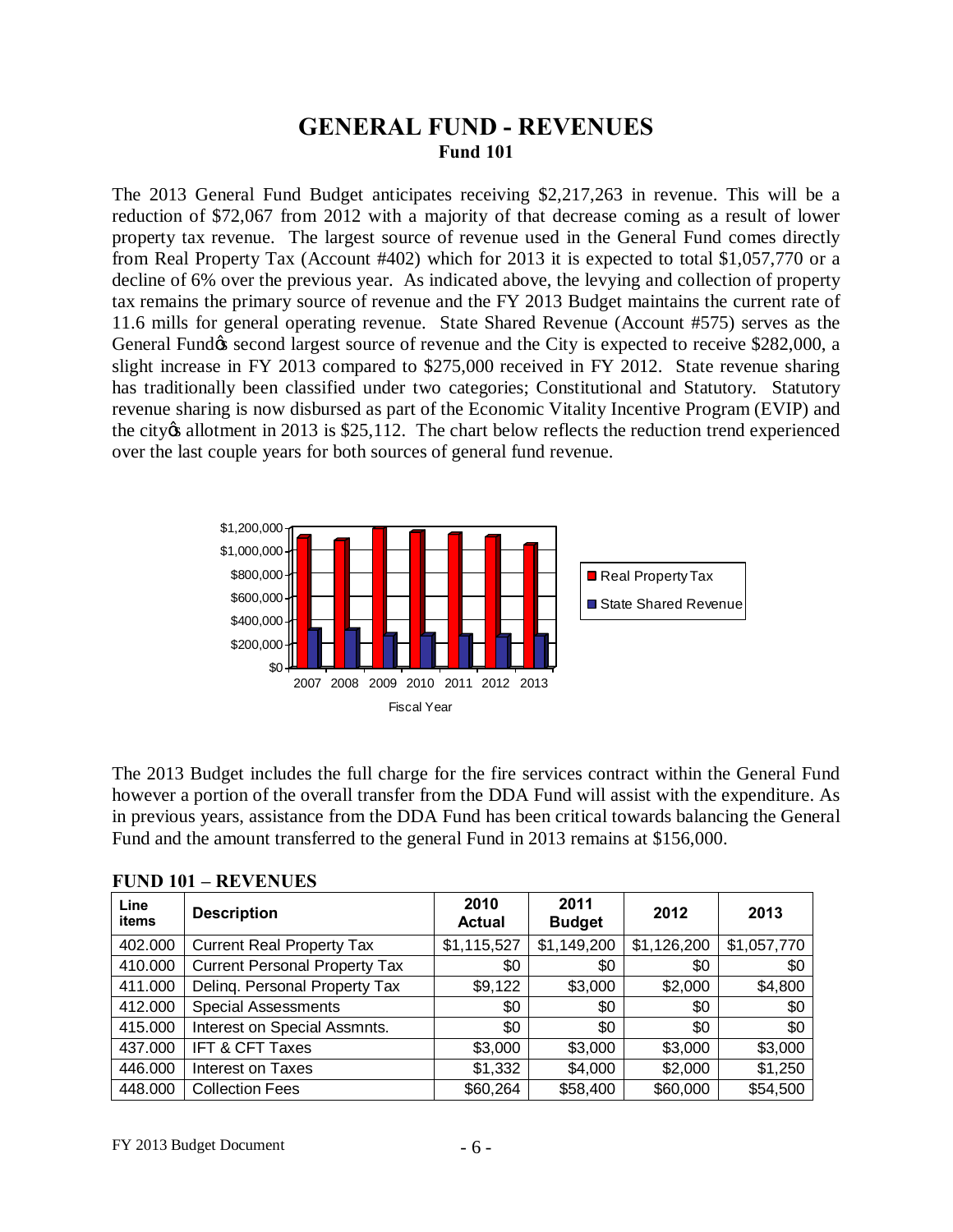# GENERAL FUND - REVENUES

**Fund 101**

The 2013 General Fund Budget anticipates receiving $2,217,263 in revenue. This will be a reduction of $72,067 from 2012 with a majority of that decrease coming as a result of lower property tax revenue. The largest source of revenue used in the General Fund comes directly from Real Property Tax (Account #402) which for 2013 it is expected to total $1,057,770 or a decline of 6% over the previous year. As indicated above, the levying and collection of property tax remains the primary source of revenue and the FY 2013 Budget maintains the current rate of 11.6 mills for general operating revenue. State Shared Revenue (Account #575) serves as the General Fund's second largest source of revenue and the City is expected to receive $282,000, a slight increase in FY 2013 compared to $275,000 received in FY 2012. State revenue sharing has traditionally been classified under two categories; Constitutional and Statutory. Statutory revenue sharing is now disbursed as part of the Economic Vitality Incentive Program (EVIP) and the city's allotment in 2013 is $25,112. The chart below reflects the reduction trend experienced over the last couple years for both sources of general fund revenue.

The 2013 Budget includes the full charge for the fire services contract within the General Fund however a portion of the overall transfer from the DDA Fund will assist with the expenditure. As in previous years, assistance from the DDA Fund has been critical towards balancing the General Fund and the amount transferred to the general Fund in 2013 remains at $156,000.

**FUND 101 – REVENUES**

| Line items | Description | 2010 Actual | 2011 Budget | 2012 | 2013 |
|---|---|---|---|---|---|
| 402.000 | Current Real Property Tax | $1,115,527 | $1,149,200 | $1,126,200 | $1,057,770 |
| 410.000 | Current Personal Property Tax | $0 | $0 | $0 | $0 |
| 411.000 | Delinq. Personal Property Tax | $9,122 | $3,000 | $2,000 | $4,800 |
| 412.000 | Special Assessments | $0 | $0 | $0 | $0 |
| 415.000 | Interest on Special Assmnts. | $0 | $0 | $0 | $0 |
| 437.000 | IFT & CFT Taxes | $3,000 | $3,000 | $3,000 | $3,000 |
| 446.000 | Interest on Taxes | $1,332 | $4,000 | $2,000 | $1,250 |
| 448.000 | Collection Fees | $60,264 | $58,400 | $60,000 | $54,500 |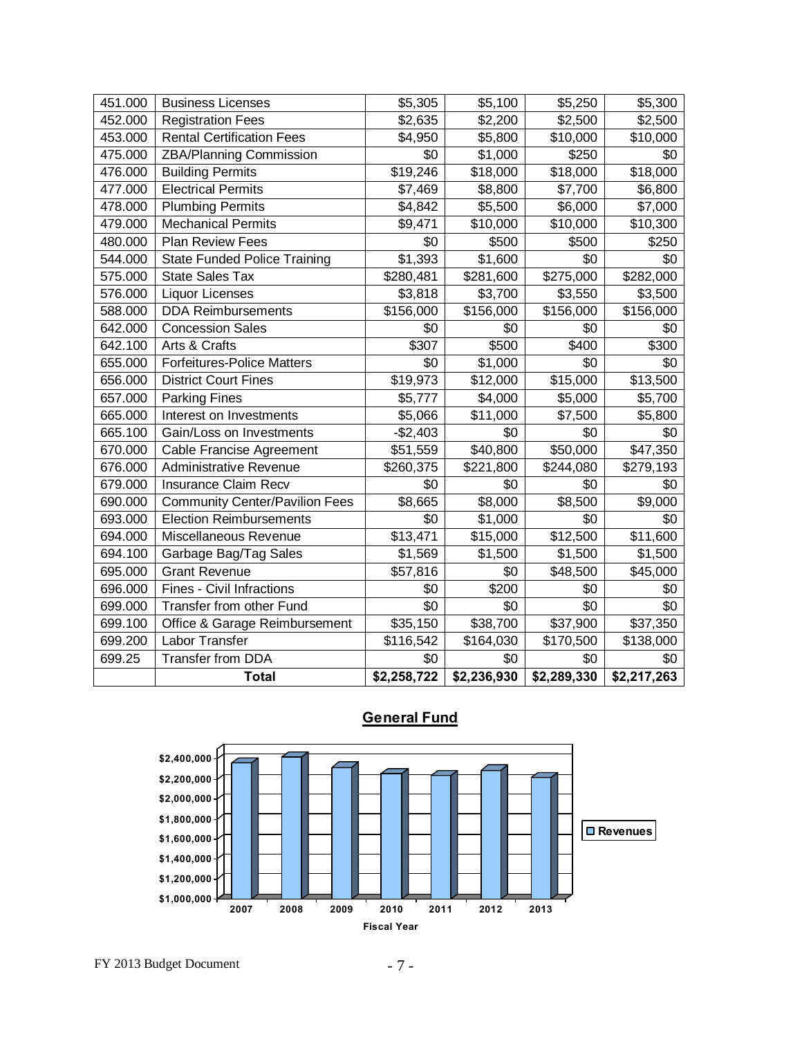| 451.000 | Business Licenses | $5,305 | $5,100 | $5,250 | $5,300 |
|---|---|---|---|---|---|
| 452.000 | Registration Fees | $2,635 | $2,200 | $2,500 | $2,500 |
| 453.000 | Rental Certification Fees | $4,950 | $5,800 | $10,000 | $10,000 |
| 475.000 | ZBA/Planning Commission | $0 | $1,000 | $250 | $0 |
| 476.000 | Building Permits | $19,246 | $18,000 | $18,000 | $18,000 |
| 477.000 | Electrical Permits | $7,469 | $8,800 | $7,700 | $6,800 |
| 478.000 | Plumbing Permits | $4,842 | $5,500 | $6,000 | $7,000 |
| 479.000 | Mechanical Permits | $9,471 | $10,000 | $10,000 | $10,300 |
| 480.000 | Plan Review Fees | $0 | $500 | $500 | $250 |
| 544.000 | State Funded Police Training | $1,393 | $1,600 | $0 | $0 |
| 575.000 | State Sales Tax | $280,481 | $281,600 | $275,000 | $282,000 |
| 576.000 | Liquor Licenses | $3,818 | $3,700 | $3,550 | $3,500 |
| 588.000 | DDA Reimbursements | $156,000 | $156,000 | $156,000 | $156,000 |
| 642.000 | Concession Sales | $0 | $0 | $0 | $0 |
| 642.100 | Arts & Crafts | $307 | $500 | $400 | $300 |
| 655.000 | Forfeitures-Police Matters | $0 | $1,000 | $0 | $0 |
| 656.000 | District Court Fines | $19,973 | $12,000 | $15,000 | $13,500 |
| 657.000 | Parking Fines | $5,777 | $4,000 | $5,000 | $5,700 |
| 665.000 | Interest on Investments | $5,066 | $11,000 | $7,500 | $5,800 |
| 665.100 | Gain/Loss on Investments | -$2,403 | $0 | $0 | $0 |
| 670.000 | Cable Francise Agreement | $51,559 | $40,800 | $50,000 | $47,350 |
| 676.000 | Administrative Revenue | $260,375 | $221,800 | $244,080 | $279,193 |
| 679.000 | Insurance Claim Recv | $0 | $0 | $0 | $0 |
| 690.000 | Community Center/Pavilion Fees | $8,665 | $8,000 | $8,500 | $9,000 |
| 693.000 | Election Reimbursements | $0 | $1,000 | $0 | $0 |
| 694.000 | Miscellaneous Revenue | $13,471 | $15,000 | $12,500 | $11,600 |
| 694.100 | Garbage Bag/Tag Sales | $1,569 | $1,500 | $1,500 | $1,500 |
| 695.000 | Grant Revenue | $57,816 | $0 | $48,500 | $45,000 |
| 696.000 | Fines - Civil Infractions | $0 | $200 | $0 | $0 |
| 699.000 | Transfer from other Fund | $0 | $0 | $0 | $0 |
| 699.100 | Office & Garage Reimbursement | $35,150 | $38,700 | $37,900 | $37,350 |
| 699.200 | Labor Transfer | $116,542 | $164,030 | $170,500 | $138,000 |
| 699.25 | Transfer from DDA | $0 | $0 | $0 | $0 |
| | **Total** | **$2,258,722** | **$2,236,930** | **$2,289,330** | **$2,217,263** |

## General Fund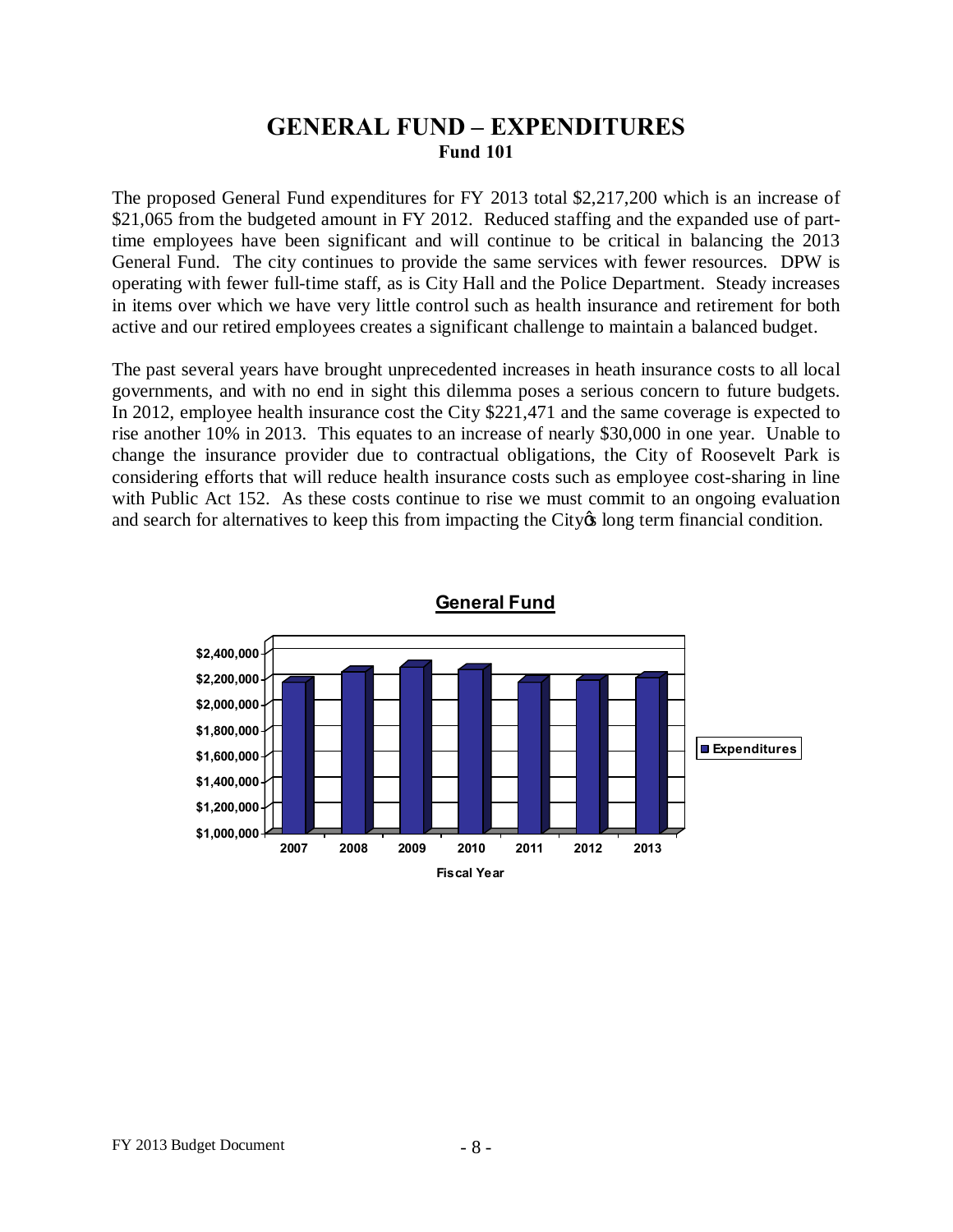# GENERAL FUND – EXPENDITURES

**Fund 101**

The proposed General Fund expenditures for FY 2013 total $2,217,200 which is an increase of $21,065 from the budgeted amount in FY 2012. Reduced staffing and the expanded use of part-time employees have been significant and will continue to be critical in balancing the 2013 General Fund. The city continues to provide the same services with fewer resources. DPW is operating with fewer full-time staff, as is City Hall and the Police Department. Steady increases in items over which we have very little control such as health insurance and retirement for both active and our retired employees creates a significant challenge to maintain a balanced budget.

The past several years have brought unprecedented increases in heath insurance costs to all local governments, and with no end in sight this dilemma poses a serious concern to future budgets. In 2012, employee health insurance cost the City $221,471 and the same coverage is expected to rise another 10% in 2013. This equates to an increase of nearly $30,000 in one year. Unable to change the insurance provider due to contractual obligations, the City of Roosevelt Park is considering efforts that will reduce health insurance costs such as employee cost-sharing in line with Public Act 152. As these costs continue to rise we must commit to an ongoing evaluation and search for alternatives to keep this from impacting the City's long term financial condition.

**General Fund**

Expenditures by Fiscal Year: 2007, 2008, 2009, 2010, 2011, 2012, 2013

(Y-axis: $1,000,000 – $2,400,000; X-axis: Fiscal Year)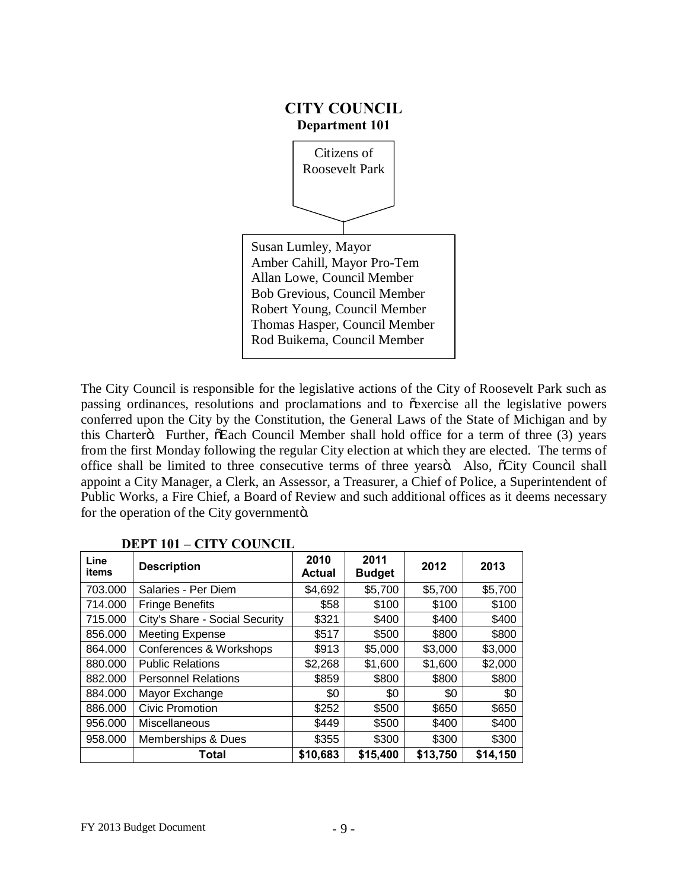# CITY COUNCIL

## Department 101

Citizens of Roosevelt Park

Susan Lumley, Mayor
Amber Cahill, Mayor Pro-Tem
Allan Lowe, Council Member
Bob Grevious, Council Member
Robert Young, Council Member
Thomas Hasper, Council Member
Rod Buikema, Council Member

The City Council is responsible for the legislative actions of the City of Roosevelt Park such as passing ordinances, resolutions and proclamations and to "exercise all the legislative powers conferred upon the City by the Constitution, the General Laws of the State of Michigan and by this Charter". Further, "Each Council Member shall hold office for a term of three (3) years from the first Monday following the regular City election at which they are elected. The terms of office shall be limited to three consecutive terms of three years". Also, "City Council shall appoint a City Manager, a Clerk, an Assessor, a Treasurer, a Chief of Police, a Superintendent of Public Works, a Fire Chief, a Board of Review and such additional offices as it deems necessary for the operation of the City government".

**DEPT 101 – CITY COUNCIL**

| Line items | Description | 2010 Actual | 2011 Budget | 2012 | 2013 |
|---|---|---|---|---|---|
| 703.000 | Salaries - Per Diem | $4,692 | $5,700 | $5,700 | $5,700 |
| 714.000 | Fringe Benefits | $58 | $100 | $100 | $100 |
| 715.000 | City's Share - Social Security | $321 | $400 | $400 | $400 |
| 856.000 | Meeting Expense | $517 | $500 | $800 | $800 |
| 864.000 | Conferences & Workshops | $913 | $5,000 | $3,000 | $3,000 |
| 880.000 | Public Relations | $2,268 | $1,600 | $1,600 | $2,000 |
| 882.000 | Personnel Relations | $859 | $800 | $800 | $800 |
| 884.000 | Mayor Exchange | $0 | $0 | $0 | $0 |
| 886.000 | Civic Promotion | $252 | $500 | $650 | $650 |
| 956.000 | Miscellaneous | $449 | $500 | $400 | $400 |
| 958.000 | Memberships & Dues | $355 | $300 | $300 | $300 |
| | **Total** | **$10,683** | **$15,400** | **$13,750** | **$14,150** |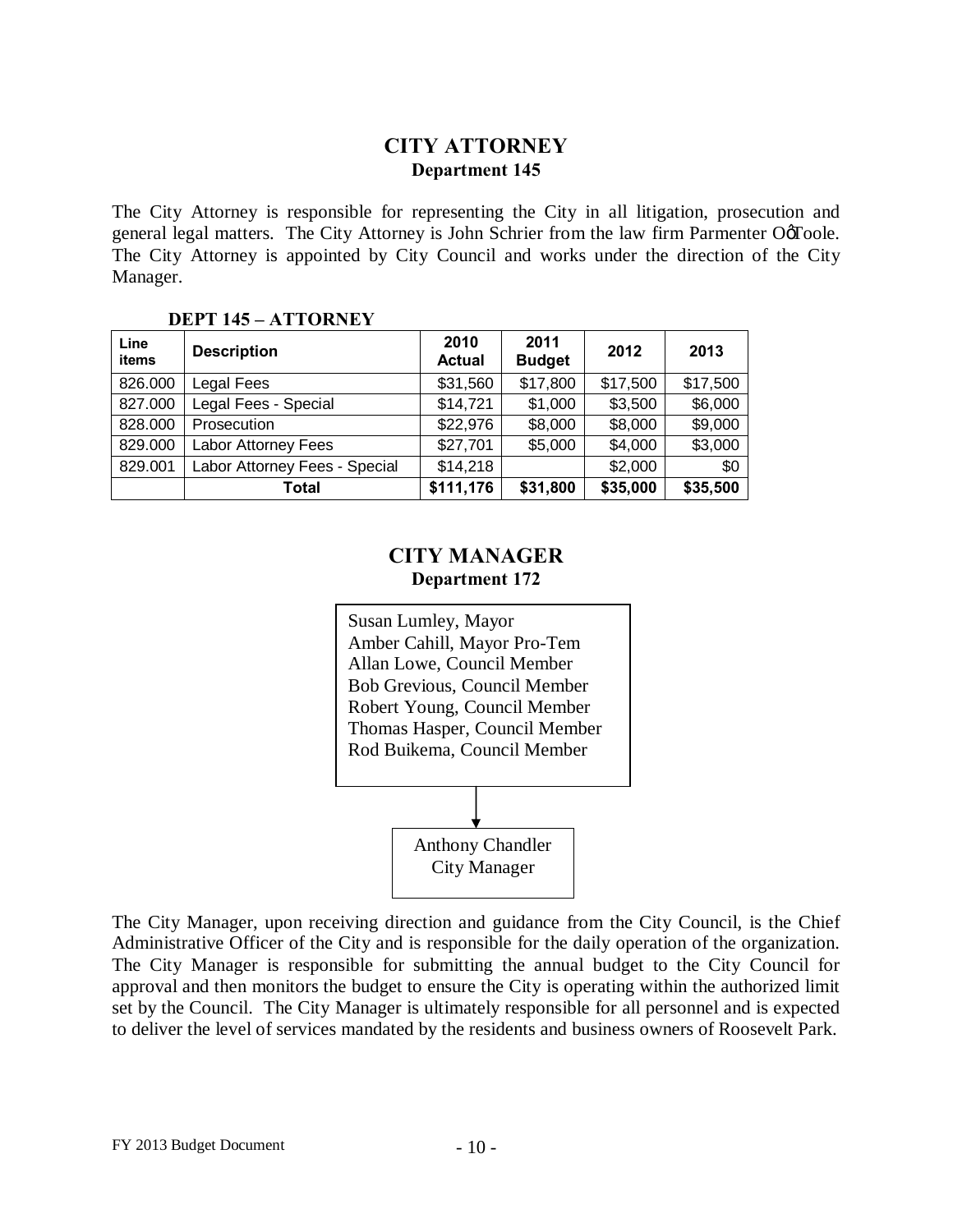## CITY ATTORNEY
### Department 145

The City Attorney is responsible for representing the City in all litigation, prosecution and general legal matters. The City Attorney is John Schrier from the law firm Parmenter O'Toole. The City Attorney is appointed by City Council and works under the direction of the City Manager.

**DEPT 145 – ATTORNEY**

| Line items | Description | 2010 Actual | 2011 Budget | 2012 | 2013 |
|---|---|---|---|---|---|
| 826.000 | Legal Fees | $31,560 | $17,800 | $17,500 | $17,500 |
| 827.000 | Legal Fees - Special | $14,721 | $1,000 | $3,500 | $6,000 |
| 828.000 | Prosecution | $22,976 | $8,000 | $8,000 | $9,000 |
| 829.000 | Labor Attorney Fees | $27,701 | $5,000 | $4,000 | $3,000 |
| 829.001 | Labor Attorney Fees - Special | $14,218 | | $2,000 | $0 |
| | **Total** | **$111,176** | **$31,800** | **$35,000** | **$35,500** |

## CITY MANAGER
### Department 172

Susan Lumley, Mayor
Amber Cahill, Mayor Pro-Tem
Allan Lowe, Council Member
Bob Grevious, Council Member
Robert Young, Council Member
Thomas Hasper, Council Member
Rod Buikema, Council Member

↓

Anthony Chandler
City Manager

The City Manager, upon receiving direction and guidance from the City Council, is the Chief Administrative Officer of the City and is responsible for the daily operation of the organization. The City Manager is responsible for submitting the annual budget to the City Council for approval and then monitors the budget to ensure the City is operating within the authorized limit set by the Council. The City Manager is ultimately responsible for all personnel and is expected to deliver the level of services mandated by the residents and business owners of Roosevelt Park.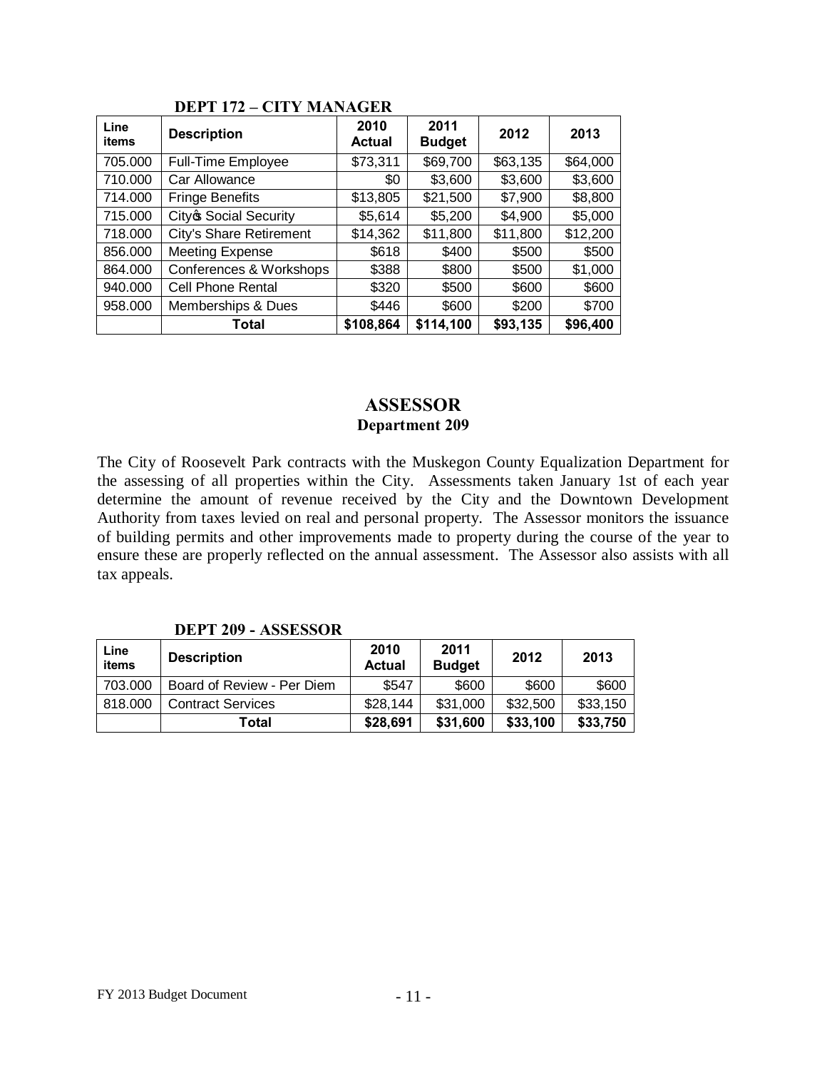**DEPT 172 – CITY MANAGER**

| Line items | Description | 2010 Actual | 2011 Budget | 2012 | 2013 |
|---|---|---|---|---|---|
| 705.000 | Full-Time Employee | $73,311 | $69,700 | $63,135 | $64,000 |
| 710.000 | Car Allowance | $0 | $3,600 | $3,600 | $3,600 |
| 714.000 | Fringe Benefits | $13,805 | $21,500 | $7,900 | $8,800 |
| 715.000 | City's Social Security | $5,614 | $5,200 | $4,900 | $5,000 |
| 718.000 | City's Share Retirement | $14,362 | $11,800 | $11,800 | $12,200 |
| 856.000 | Meeting Expense | $618 | $400 | $500 | $500 |
| 864.000 | Conferences & Workshops | $388 | $800 | $500 | $1,000 |
| 940.000 | Cell Phone Rental | $320 | $500 | $600 | $600 |
| 958.000 | Memberships & Dues | $446 | $600 | $200 | $700 |
| | **Total** | **$108,864** | **$114,100** | **$93,135** | **$96,400** |

## ASSESSOR

### Department 209

The City of Roosevelt Park contracts with the Muskegon County Equalization Department for the assessing of all properties within the City. Assessments taken January 1st of each year determine the amount of revenue received by the City and the Downtown Development Authority from taxes levied on real and personal property. The Assessor monitors the issuance of building permits and other improvements made to property during the course of the year to ensure these are properly reflected on the annual assessment. The Assessor also assists with all tax appeals.

**DEPT 209 - ASSESSOR**

| Line items | Description | 2010 Actual | 2011 Budget | 2012 | 2013 |
|---|---|---|---|---|---|
| 703.000 | Board of Review - Per Diem | $547 | $600 | $600 | $600 |
| 818.000 | Contract Services | $28,144 | $31,000 | $32,500 | $33,150 |
| | **Total** | **$28,691** | **$31,600** | **$33,100** | **$33,750** |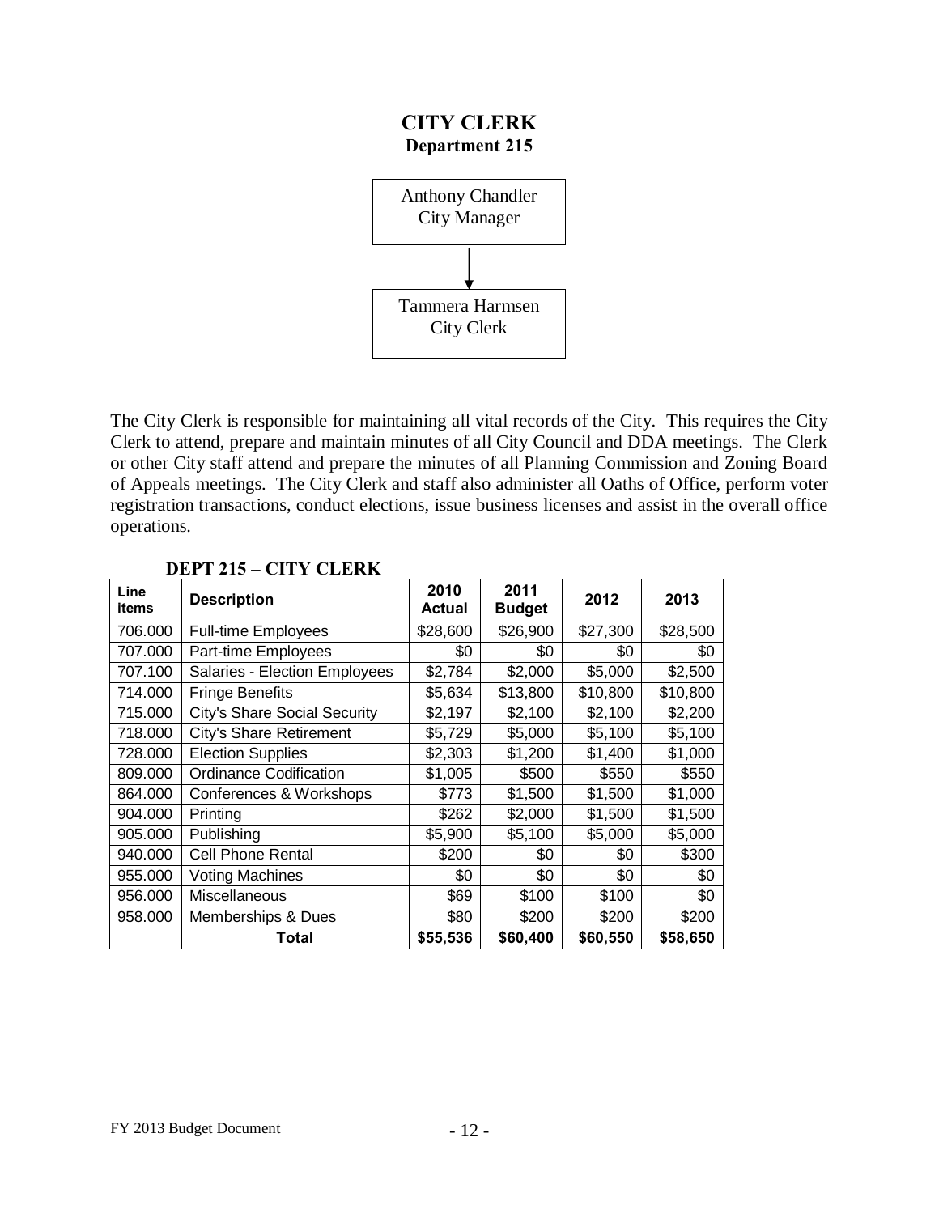# CITY CLERK
## Department 215

Anthony Chandler
City Manager

↓

Tammera Harmsen
City Clerk

The City Clerk is responsible for maintaining all vital records of the City. This requires the City Clerk to attend, prepare and maintain minutes of all City Council and DDA meetings. The Clerk or other City staff attend and prepare the minutes of all Planning Commission and Zoning Board of Appeals meetings. The City Clerk and staff also administer all Oaths of Office, perform voter registration transactions, conduct elections, issue business licenses and assist in the overall office operations.

**DEPT 215 – CITY CLERK**

| Line items | Description | 2010 Actual | 2011 Budget | 2012 | 2013 |
|---|---|---|---|---|---|
| 706.000 | Full-time Employees | $28,600 | $26,900 | $27,300 | $28,500 |
| 707.000 | Part-time Employees | $0 | $0 | $0 | $0 |
| 707.100 | Salaries - Election Employees | $2,784 | $2,000 | $5,000 | $2,500 |
| 714.000 | Fringe Benefits | $5,634 | $13,800 | $10,800 | $10,800 |
| 715.000 | City's Share Social Security | $2,197 | $2,100 | $2,100 | $2,200 |
| 718.000 | City's Share Retirement | $5,729 | $5,000 | $5,100 | $5,100 |
| 728.000 | Election Supplies | $2,303 | $1,200 | $1,400 | $1,000 |
| 809.000 | Ordinance Codification | $1,005 | $500 | $550 | $550 |
| 864.000 | Conferences & Workshops | $773 | $1,500 | $1,500 | $1,000 |
| 904.000 | Printing | $262 | $2,000 | $1,500 | $1,500 |
| 905.000 | Publishing | $5,900 | $5,100 | $5,000 | $5,000 |
| 940.000 | Cell Phone Rental | $200 | $0 | $0 | $300 |
| 955.000 | Voting Machines | $0 | $0 | $0 | $0 |
| 956.000 | Miscellaneous | $69 | $100 | $100 | $0 |
| 958.000 | Memberships & Dues | $80 | $200 | $200 | $200 |
| | **Total** | **$55,536** | **$60,400** | **$60,550** | **$58,650** |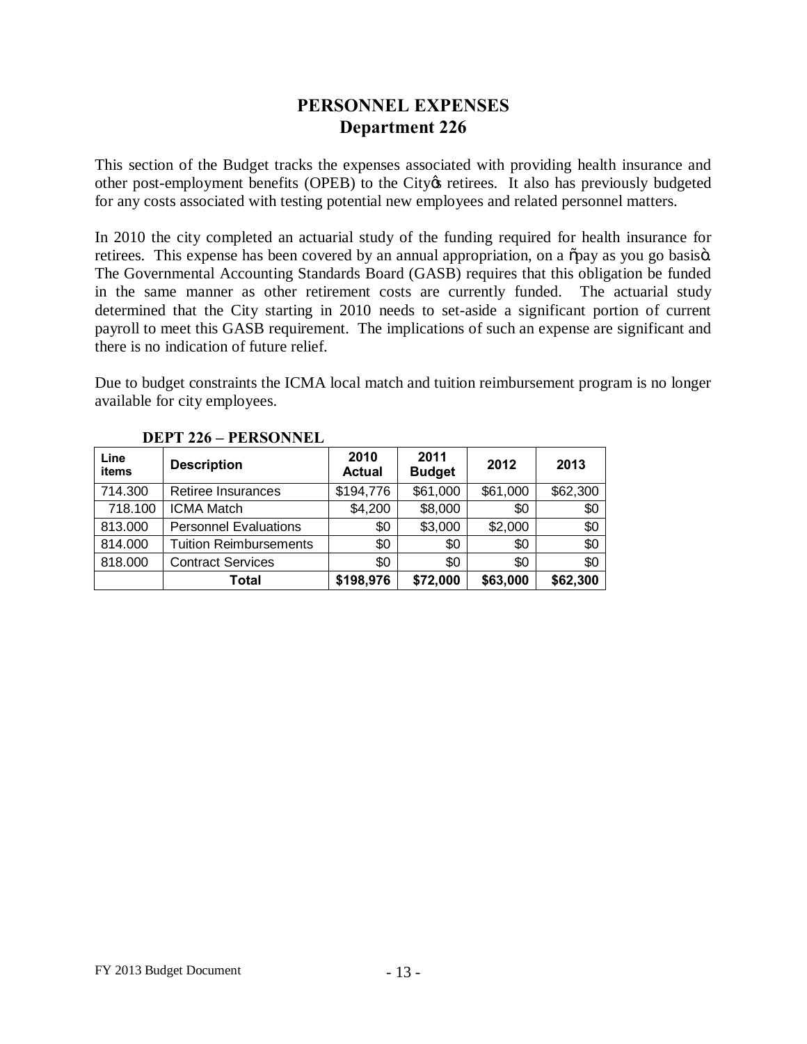# PERSONNEL EXPENSES
## Department 226

This section of the Budget tracks the expenses associated with providing health insurance and other post-employment benefits (OPEB) to the City's retirees. It also has previously budgeted for any costs associated with testing potential new employees and related personnel matters.

In 2010 the city completed an actuarial study of the funding required for health insurance for retirees. This expense has been covered by an annual appropriation, on a "pay as you go basis". The Governmental Accounting Standards Board (GASB) requires that this obligation be funded in the same manner as other retirement costs are currently funded. The actuarial study determined that the City starting in 2010 needs to set-aside a significant portion of current payroll to meet this GASB requirement. The implications of such an expense are significant and there is no indication of future relief.

Due to budget constraints the ICMA local match and tuition reimbursement program is no longer available for city employees.

**DEPT 226 – PERSONNEL**

| Line items | Description | 2010 Actual | 2011 Budget | 2012 | 2013 |
|---|---|---|---|---|---|
| 714.300 | Retiree Insurances | $194,776 | $61,000 | $61,000 | $62,300 |
| 718.100 | ICMA Match | $4,200 | $8,000 | $0 | $0 |
| 813.000 | Personnel Evaluations | $0 | $3,000 | $2,000 | $0 |
| 814.000 | Tuition Reimbursements | $0 | $0 | $0 | $0 |
| 818.000 | Contract Services | $0 | $0 | $0 | $0 |
| | **Total** | **$198,976** | **$72,000** | **$63,000** | **$62,300** |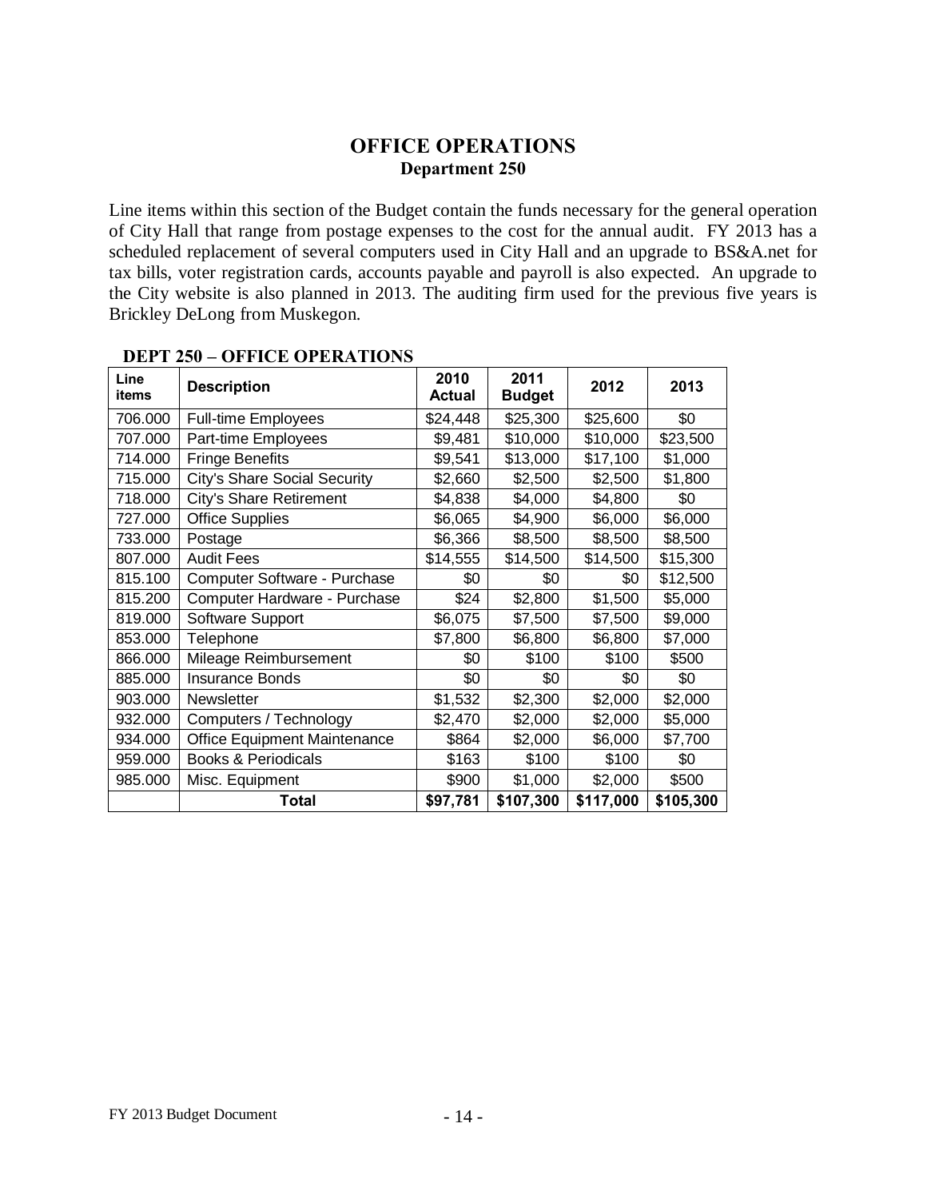# OFFICE OPERATIONS

## Department 250

Line items within this section of the Budget contain the funds necessary for the general operation of City Hall that range from postage expenses to the cost for the annual audit. FY 2013 has a scheduled replacement of several computers used in City Hall and an upgrade to BS&A.net for tax bills, voter registration cards, accounts payable and payroll is also expected. An upgrade to the City website is also planned in 2013. The auditing firm used for the previous five years is Brickley DeLong from Muskegon.

**DEPT 250 – OFFICE OPERATIONS**

| Line items | Description | 2010 Actual | 2011 Budget | 2012 | 2013 |
|---|---|---|---|---|---|
| 706.000 | Full-time Employees | $24,448 | $25,300 | $25,600 | $0 |
| 707.000 | Part-time Employees | $9,481 | $10,000 | $10,000 | $23,500 |
| 714.000 | Fringe Benefits | $9,541 | $13,000 | $17,100 | $1,000 |
| 715.000 | City's Share Social Security | $2,660 | $2,500 | $2,500 | $1,800 |
| 718.000 | City's Share Retirement | $4,838 | $4,000 | $4,800 | $0 |
| 727.000 | Office Supplies | $6,065 | $4,900 | $6,000 | $6,000 |
| 733.000 | Postage | $6,366 | $8,500 | $8,500 | $8,500 |
| 807.000 | Audit Fees | $14,555 | $14,500 | $14,500 | $15,300 |
| 815.100 | Computer Software - Purchase | $0 | $0 | $0 | $12,500 |
| 815.200 | Computer Hardware - Purchase | $24 | $2,800 | $1,500 | $5,000 |
| 819.000 | Software Support | $6,075 | $7,500 | $7,500 | $9,000 |
| 853.000 | Telephone | $7,800 | $6,800 | $6,800 | $7,000 |
| 866.000 | Mileage Reimbursement | $0 | $100 | $100 | $500 |
| 885.000 | Insurance Bonds | $0 | $0 | $0 | $0 |
| 903.000 | Newsletter | $1,532 | $2,300 | $2,000 | $2,000 |
| 932.000 | Computers / Technology | $2,470 | $2,000 | $2,000 | $5,000 |
| 934.000 | Office Equipment Maintenance | $864 | $2,000 | $6,000 | $7,700 |
| 959.000 | Books & Periodicals | $163 | $100 | $100 | $0 |
| 985.000 | Misc. Equipment | $900 | $1,000 | $2,000 | $500 |
| | **Total** | **$97,781** | **$107,300** | **$117,000** | **$105,300** |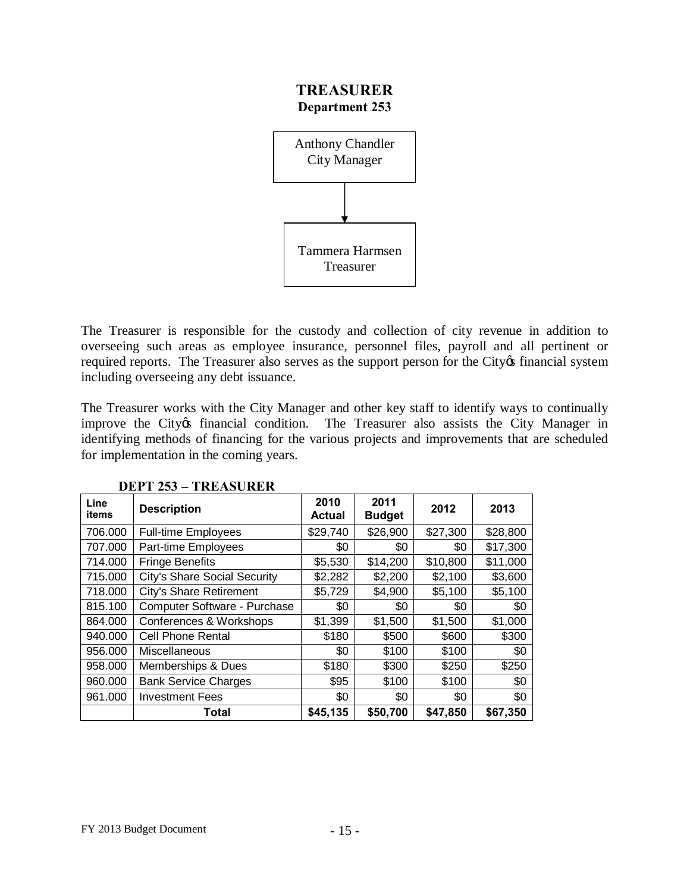# TREASURER

## Department 253

Anthony Chandler
City Manager

↓

Tammera Harmsen
Treasurer

The Treasurer is responsible for the custody and collection of city revenue in addition to overseeing such areas as employee insurance, personnel files, payroll and all pertinent or required reports. The Treasurer also serves as the support person for the City's financial system including overseeing any debt issuance.

The Treasurer works with the City Manager and other key staff to identify ways to continually improve the City's financial condition. The Treasurer also assists the City Manager in identifying methods of financing for the various projects and improvements that are scheduled for implementation in the coming years.

**DEPT 253 – TREASURER**

| Line items | Description | 2010 Actual | 2011 Budget | 2012 | 2013 |
|---|---|---|---|---|---|
| 706.000 | Full-time Employees | $29,740 | $26,900 | $27,300 | $28,800 |
| 707.000 | Part-time Employees | $0 | $0 | $0 | $17,300 |
| 714.000 | Fringe Benefits | $5,530 | $14,200 | $10,800 | $11,000 |
| 715.000 | City's Share Social Security | $2,282 | $2,200 | $2,100 | $3,600 |
| 718.000 | City's Share Retirement | $5,729 | $4,900 | $5,100 | $5,100 |
| 815.100 | Computer Software - Purchase | $0 | $0 | $0 | $0 |
| 864.000 | Conferences & Workshops | $1,399 | $1,500 | $1,500 | $1,000 |
| 940.000 | Cell Phone Rental | $180 | $500 | $600 | $300 |
| 956.000 | Miscellaneous | $0 | $100 | $100 | $0 |
| 958.000 | Memberships & Dues | $180 | $300 | $250 | $250 |
| 960.000 | Bank Service Charges | $95 | $100 | $100 | $0 |
| 961.000 | Investment Fees | $0 | $0 | $0 | $0 |
| | **Total** | **$45,135** | **$50,700** | **$47,850** | **$67,350** |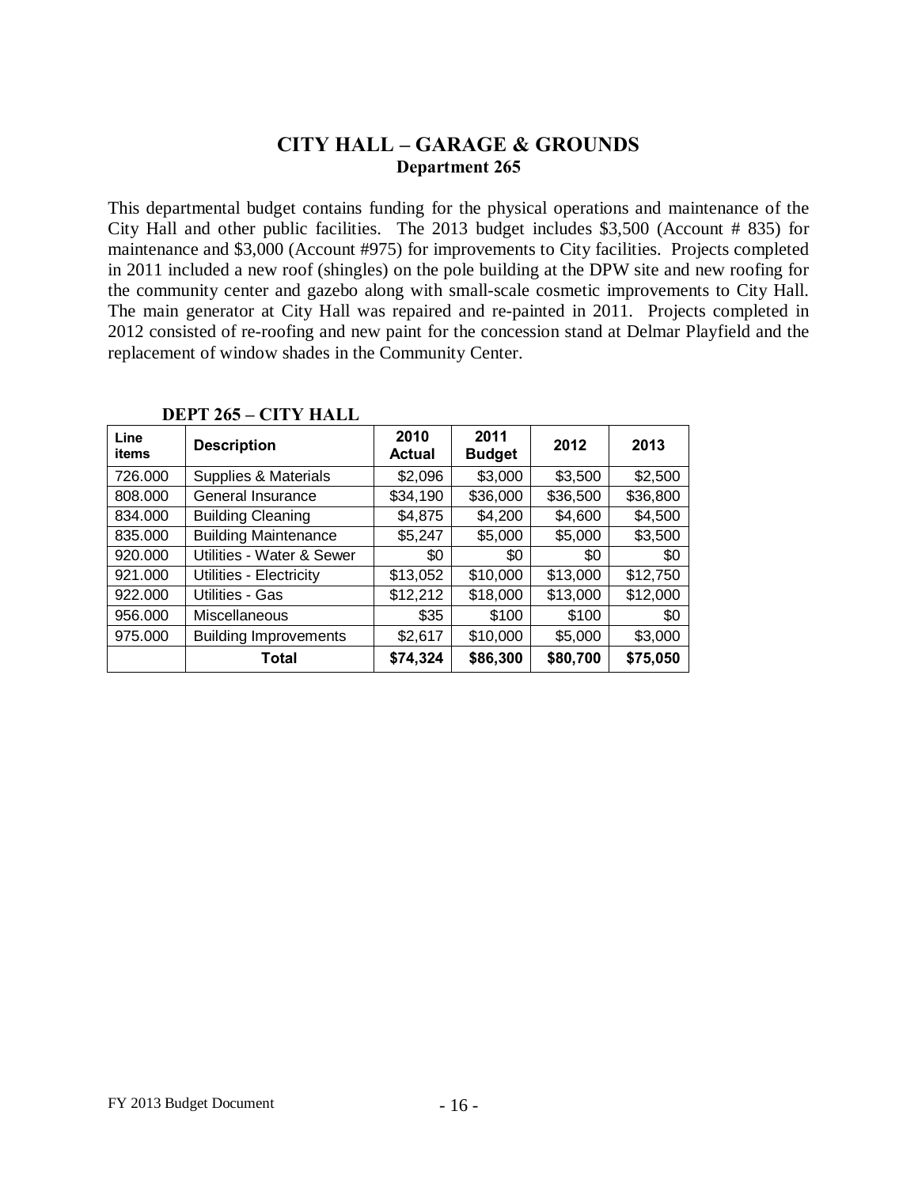## CITY HALL – GARAGE & GROUNDS

### Department 265

This departmental budget contains funding for the physical operations and maintenance of the City Hall and other public facilities. The 2013 budget includes $3,500 (Account # 835) for maintenance and $3,000 (Account #975) for improvements to City facilities. Projects completed in 2011 included a new roof (shingles) on the pole building at the DPW site and new roofing for the community center and gazebo along with small-scale cosmetic improvements to City Hall. The main generator at City Hall was repaired and re-painted in 2011. Projects completed in 2012 consisted of re-roofing and new paint for the concession stand at Delmar Playfield and the replacement of window shades in the Community Center.

**DEPT 265 – CITY HALL**

| Line items | Description | 2010 Actual | 2011 Budget | 2012 | 2013 |
|---|---|---|---|---|---|
| 726.000 | Supplies & Materials | $2,096 | $3,000 | $3,500 | $2,500 |
| 808.000 | General Insurance | $34,190 | $36,000 | $36,500 | $36,800 |
| 834.000 | Building Cleaning | $4,875 | $4,200 | $4,600 | $4,500 |
| 835.000 | Building Maintenance | $5,247 | $5,000 | $5,000 | $3,500 |
| 920.000 | Utilities - Water & Sewer | $0 | $0 | $0 | $0 |
| 921.000 | Utilities - Electricity | $13,052 | $10,000 | $13,000 | $12,750 |
| 922.000 | Utilities - Gas | $12,212 | $18,000 | $13,000 | $12,000 |
| 956.000 | Miscellaneous | $35 | $100 | $100 | $0 |
| 975.000 | Building Improvements | $2,617 | $10,000 | $5,000 | $3,000 |
| | **Total** | **$74,324** | **$86,300** | **$80,700** | **$75,050** |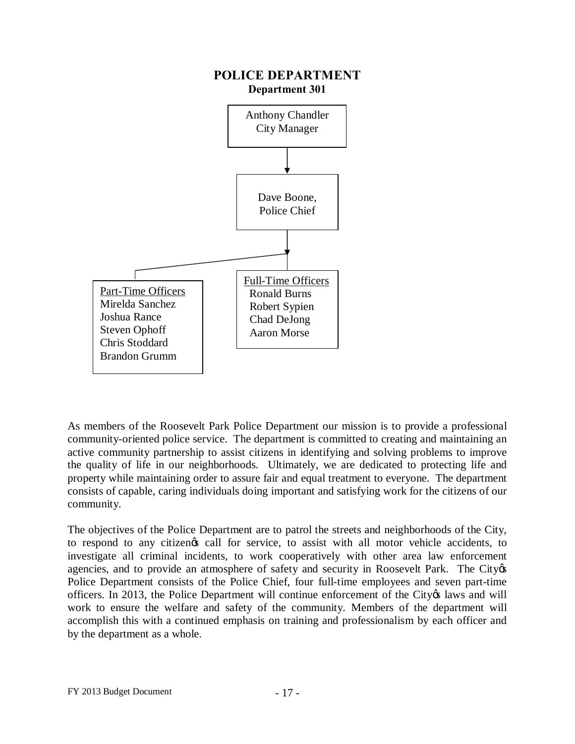# POLICE DEPARTMENT

**Department 301**

Anthony Chandler
City Manager

Dave Boone,
Police Chief

Part-Time Officers
- Mirelda Sanchez
- Joshua Rance
- Steven Ophoff
- Chris Stoddard
- Brandon Grumm

Full-Time Officers
- Ronald Burns
- Robert Sypien
- Chad DeJong
- Aaron Morse

As members of the Roosevelt Park Police Department our mission is to provide a professional community-oriented police service. The department is committed to creating and maintaining an active community partnership to assist citizens in identifying and solving problems to improve the quality of life in our neighborhoods. Ultimately, we are dedicated to protecting life and property while maintaining order to assure fair and equal treatment to everyone. The department consists of capable, caring individuals doing important and satisfying work for the citizens of our community.

The objectives of the Police Department are to patrol the streets and neighborhoods of the City, to respond to any citizen's call for service, to assist with all motor vehicle accidents, to investigate all criminal incidents, to work cooperatively with other area law enforcement agencies, and to provide an atmosphere of safety and security in Roosevelt Park. The City's Police Department consists of the Police Chief, four full-time employees and seven part-time officers. In 2013, the Police Department will continue enforcement of the City's laws and will work to ensure the welfare and safety of the community. Members of the department will accomplish this with a continued emphasis on training and professionalism by each officer and by the department as a whole.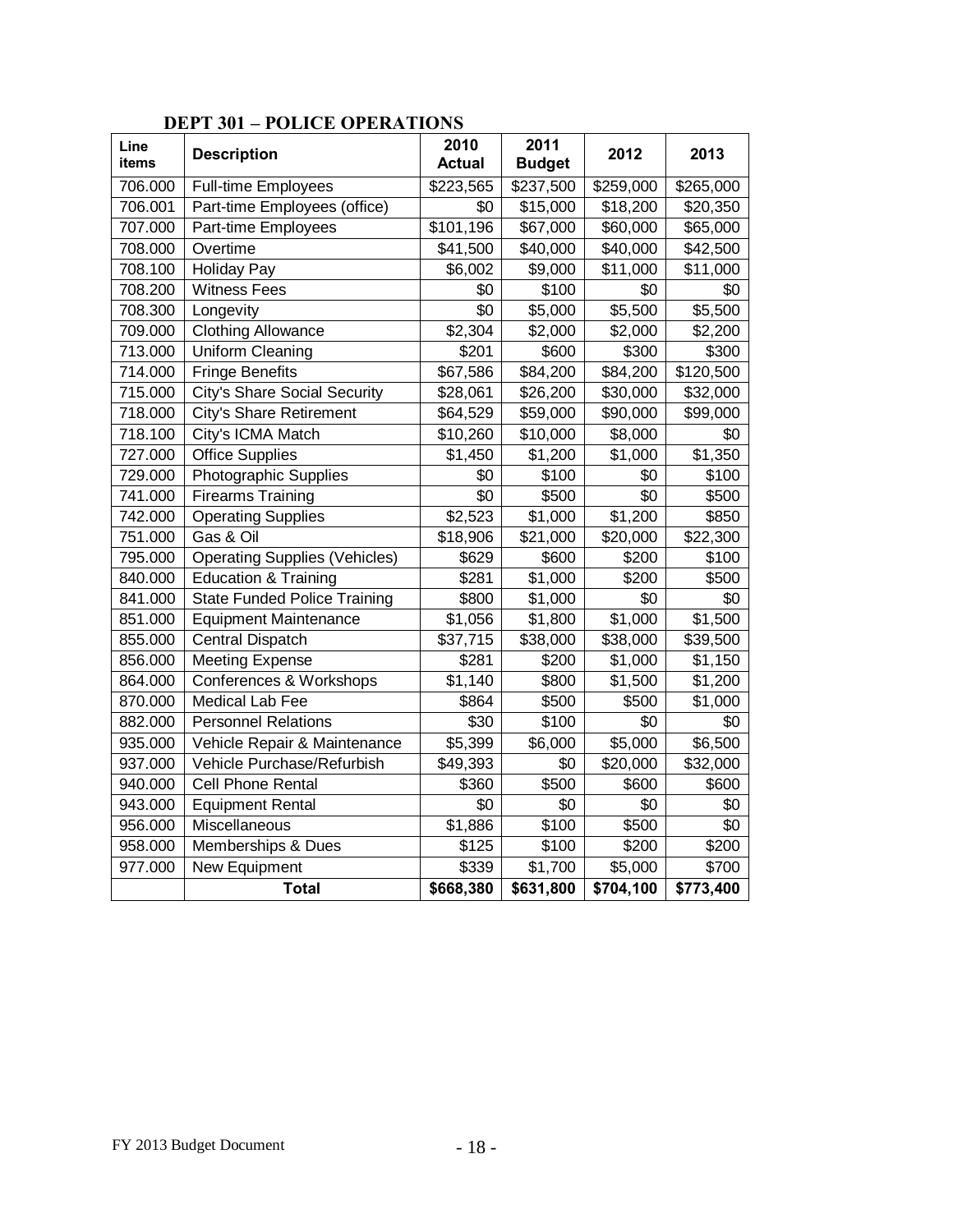## DEPT 301 – POLICE OPERATIONS

| Line items | Description | 2010 Actual | 2011 Budget | 2012 | 2013 |
|---|---|---|---|---|---|
| 706.000 | Full-time Employees | $223,565 | $237,500 | $259,000 | $265,000 |
| 706.001 | Part-time Employees (office) | $0 | $15,000 | $18,200 | $20,350 |
| 707.000 | Part-time Employees | $101,196 | $67,000 | $60,000 | $65,000 |
| 708.000 | Overtime | $41,500 | $40,000 | $40,000 | $42,500 |
| 708.100 | Holiday Pay | $6,002 | $9,000 | $11,000 | $11,000 |
| 708.200 | Witness Fees | $0 | $100 | $0 | $0 |
| 708.300 | Longevity | $0 | $5,000 | $5,500 | $5,500 |
| 709.000 | Clothing Allowance | $2,304 | $2,000 | $2,000 | $2,200 |
| 713.000 | Uniform Cleaning | $201 | $600 | $300 | $300 |
| 714.000 | Fringe Benefits | $67,586 | $84,200 | $84,200 | $120,500 |
| 715.000 | City's Share Social Security | $28,061 | $26,200 | $30,000 | $32,000 |
| 718.000 | City's Share Retirement | $64,529 | $59,000 | $90,000 | $99,000 |
| 718.100 | City's ICMA Match | $10,260 | $10,000 | $8,000 | $0 |
| 727.000 | Office Supplies | $1,450 | $1,200 | $1,000 | $1,350 |
| 729.000 | Photographic Supplies | $0 | $100 | $0 | $100 |
| 741.000 | Firearms Training | $0 | $500 | $0 | $500 |
| 742.000 | Operating Supplies | $2,523 | $1,000 | $1,200 | $850 |
| 751.000 | Gas & Oil | $18,906 | $21,000 | $20,000 | $22,300 |
| 795.000 | Operating Supplies (Vehicles) | $629 | $600 | $200 | $100 |
| 840.000 | Education & Training | $281 | $1,000 | $200 | $500 |
| 841.000 | State Funded Police Training | $800 | $1,000 | $0 | $0 |
| 851.000 | Equipment Maintenance | $1,056 | $1,800 | $1,000 | $1,500 |
| 855.000 | Central Dispatch | $37,715 | $38,000 | $38,000 | $39,500 |
| 856.000 | Meeting Expense | $281 | $200 | $1,000 | $1,150 |
| 864.000 | Conferences & Workshops | $1,140 | $800 | $1,500 | $1,200 |
| 870.000 | Medical Lab Fee | $864 | $500 | $500 | $1,000 |
| 882.000 | Personnel Relations | $30 | $100 | $0 | $0 |
| 935.000 | Vehicle Repair & Maintenance | $5,399 | $6,000 | $5,000 | $6,500 |
| 937.000 | Vehicle Purchase/Refurbish | $49,393 | $0 | $20,000 | $32,000 |
| 940.000 | Cell Phone Rental | $360 | $500 | $600 | $600 |
| 943.000 | Equipment Rental | $0 | $0 | $0 | $0 |
| 956.000 | Miscellaneous | $1,886 | $100 | $500 | $0 |
| 958.000 | Memberships & Dues | $125 | $100 | $200 | $200 |
| 977.000 | New Equipment | $339 | $1,700 | $5,000 | $700 |
| | **Total** | **$668,380** | **$631,800** | **$704,100** | **$773,400** |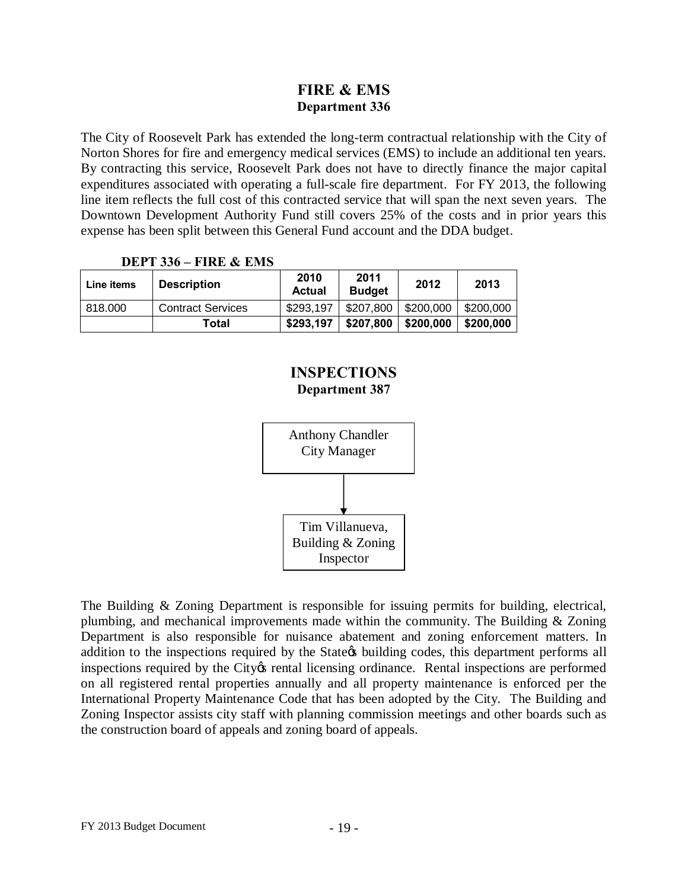# FIRE & EMS
## Department 336

The City of Roosevelt Park has extended the long-term contractual relationship with the City of Norton Shores for fire and emergency medical services (EMS) to include an additional ten years. By contracting this service, Roosevelt Park does not have to directly finance the major capital expenditures associated with operating a full-scale fire department. For FY 2013, the following line item reflects the full cost of this contracted service that will span the next seven years. The Downtown Development Authority Fund still covers 25% of the costs and in prior years this expense has been split between this General Fund account and the DDA budget.

**DEPT 336 – FIRE & EMS**

| Line items | Description | 2010 Actual | 2011 Budget | 2012 | 2013 |
|---|---|---|---|---|---|
| 818.000 | Contract Services | $293,197 | $207,800 | $200,000 | $200,000 |
| | **Total** | **$293,197** | **$207,800** | **$200,000** | **$200,000** |

# INSPECTIONS
## Department 387

Anthony Chandler
City Manager

↓

Tim Villanueva,
Building & Zoning
Inspector

The Building & Zoning Department is responsible for issuing permits for building, electrical, plumbing, and mechanical improvements made within the community. The Building & Zoning Department is also responsible for nuisance abatement and zoning enforcement matters. In addition to the inspections required by the State's building codes, this department performs all inspections required by the City's rental licensing ordinance. Rental inspections are performed on all registered rental properties annually and all property maintenance is enforced per the International Property Maintenance Code that has been adopted by the City. The Building and Zoning Inspector assists city staff with planning commission meetings and other boards such as the construction board of appeals and zoning board of appeals.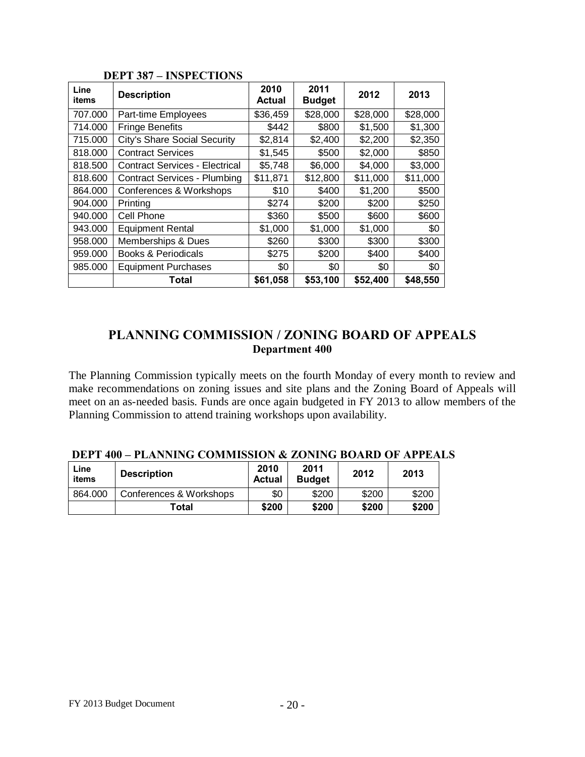**DEPT 387 – INSPECTIONS**

| Line items | Description | 2010 Actual | 2011 Budget | 2012 | 2013 |
|---|---|---|---|---|---|
| 707.000 | Part-time Employees | $36,459 | $28,000 | $28,000 | $28,000 |
| 714.000 | Fringe Benefits | $442 | $800 | $1,500 | $1,300 |
| 715.000 | City's Share Social Security | $2,814 | $2,400 | $2,200 | $2,350 |
| 818.000 | Contract Services | $1,545 | $500 | $2,000 | $850 |
| 818.500 | Contract Services - Electrical | $5,748 | $6,000 | $4,000 | $3,000 |
| 818.600 | Contract Services - Plumbing | $11,871 | $12,800 | $11,000 | $11,000 |
| 864.000 | Conferences & Workshops | $10 | $400 | $1,200 | $500 |
| 904.000 | Printing | $274 | $200 | $200 | $250 |
| 940.000 | Cell Phone | $360 | $500 | $600 | $600 |
| 943.000 | Equipment Rental | $1,000 | $1,000 | $1,000 | $0 |
| 958.000 | Memberships & Dues | $260 | $300 | $300 | $300 |
| 959.000 | Books & Periodicals | $275 | $200 | $400 | $400 |
| 985.000 | Equipment Purchases | $0 | $0 | $0 | $0 |
| | **Total** | **$61,058** | **$53,100** | **$52,400** | **$48,550** |

## PLANNING COMMISSION / ZONING BOARD OF APPEALS
### Department 400

The Planning Commission typically meets on the fourth Monday of every month to review and make recommendations on zoning issues and site plans and the Zoning Board of Appeals will meet on an as-needed basis. Funds are once again budgeted in FY 2013 to allow members of the Planning Commission to attend training workshops upon availability.

**DEPT 400 – PLANNING COMMISSION & ZONING BOARD OF APPEALS**

| Line items | Description | 2010 Actual | 2011 Budget | 2012 | 2013 |
|---|---|---|---|---|---|
| 864.000 | Conferences & Workshops | $0 | $200 | $200 | $200 |
| | **Total** | **$200** | **$200** | **$200** | **$200** |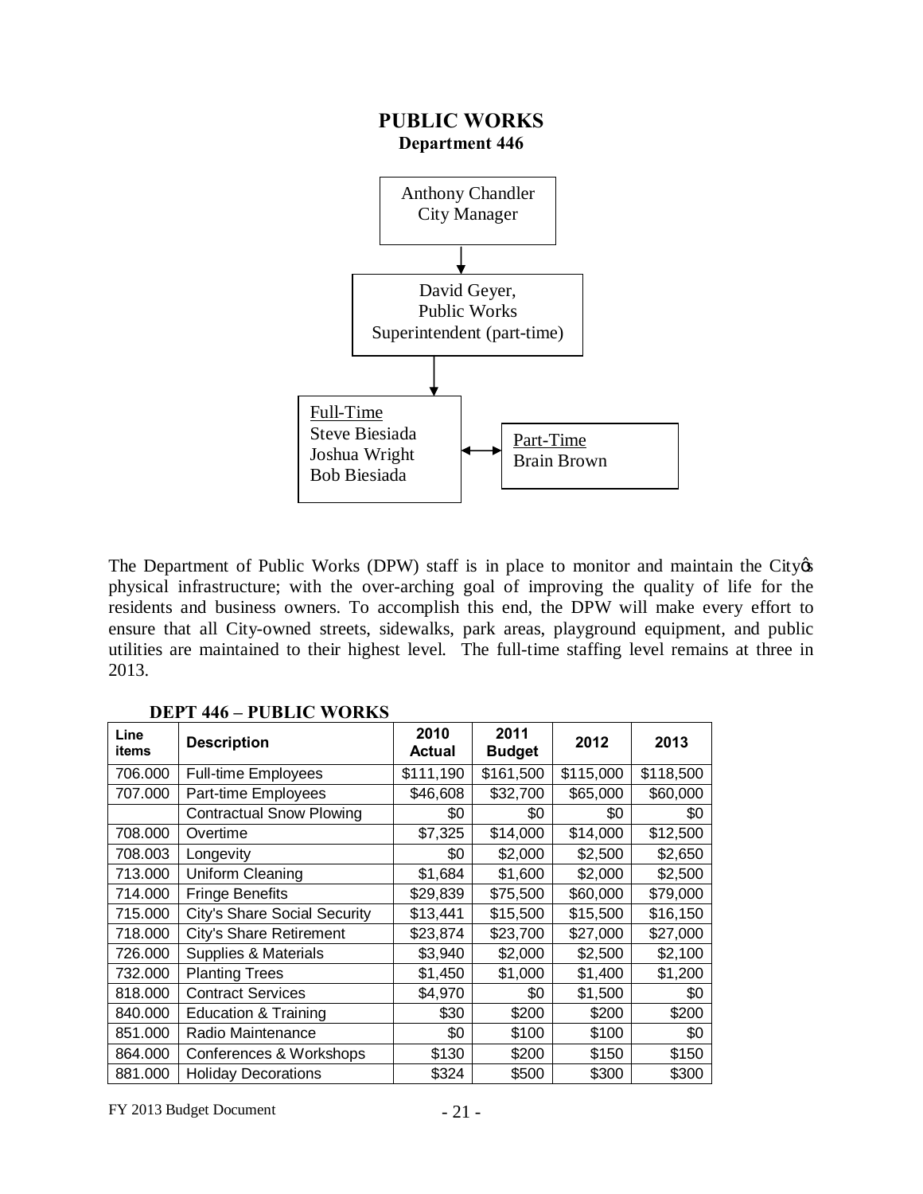# PUBLIC WORKS

## Department 446

Anthony Chandler
City Manager

David Geyer,
Public Works
Superintendent (part-time)

Full-Time
Steve Biesiada
Joshua Wright
Bob Biesiada

Part-Time
Brain Brown

The Department of Public Works (DPW) staff is in place to monitor and maintain the City's physical infrastructure; with the over-arching goal of improving the quality of life for the residents and business owners. To accomplish this end, the DPW will make every effort to ensure that all City-owned streets, sidewalks, park areas, playground equipment, and public utilities are maintained to their highest level. The full-time staffing level remains at three in 2013.

**DEPT 446 – PUBLIC WORKS**

| Line items | Description | 2010 Actual | 2011 Budget | 2012 | 2013 |
|---|---|---|---|---|---|
| 706.000 | Full-time Employees | $111,190 | $161,500 | $115,000 | $118,500 |
| 707.000 | Part-time Employees | $46,608 | $32,700 | $65,000 | $60,000 |
| | Contractual Snow Plowing | $0 | $0 | $0 | $0 |
| 708.000 | Overtime | $7,325 | $14,000 | $14,000 | $12,500 |
| 708.003 | Longevity | $0 | $2,000 | $2,500 | $2,650 |
| 713.000 | Uniform Cleaning | $1,684 | $1,600 | $2,000 | $2,500 |
| 714.000 | Fringe Benefits | $29,839 | $75,500 | $60,000 | $79,000 |
| 715.000 | City's Share Social Security | $13,441 | $15,500 | $15,500 | $16,150 |
| 718.000 | City's Share Retirement | $23,874 | $23,700 | $27,000 | $27,000 |
| 726.000 | Supplies & Materials | $3,940 | $2,000 | $2,500 | $2,100 |
| 732.000 | Planting Trees | $1,450 | $1,000 | $1,400 | $1,200 |
| 818.000 | Contract Services | $4,970 | $0 | $1,500 | $0 |
| 840.000 | Education & Training | $30 | $200 | $200 | $200 |
| 851.000 | Radio Maintenance | $0 | $100 | $100 | $0 |
| 864.000 | Conferences & Workshops | $130 | $200 | $150 | $150 |
| 881.000 | Holiday Decorations | $324 | $500 | $300 | $300 |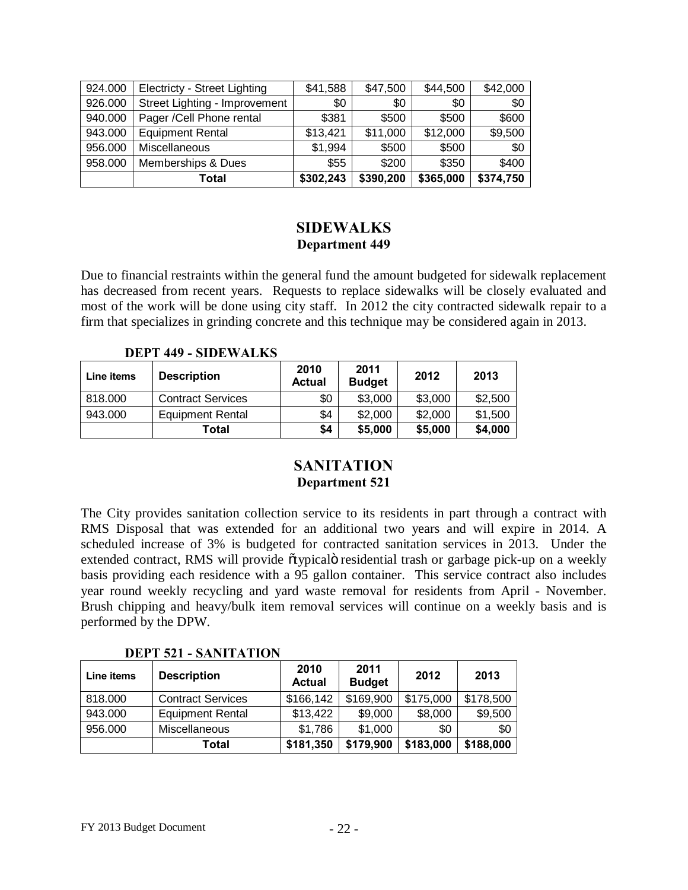| 924.000 | Electricty - Street Lighting | $41,588 | $47,500 | $44,500 | $42,000 |
| --- | --- | --- | --- | --- | --- |
| 926.000 | Street Lighting - Improvement | $0 | $0 | $0 | $0 |
| 940.000 | Pager /Cell Phone rental | $381 | $500 | $500 | $600 |
| 943.000 | Equipment Rental | $13,421 | $11,000 | $12,000 | $9,500 |
| 956.000 | Miscellaneous | $1,994 | $500 | $500 | $0 |
| 958.000 | Memberships & Dues | $55 | $200 | $350 | $400 |
| | **Total** | **$302,243** | **$390,200** | **$365,000** | **$374,750** |

## SIDEWALKS
### Department 449

Due to financial restraints within the general fund the amount budgeted for sidewalk replacement has decreased from recent years. Requests to replace sidewalks will be closely evaluated and most of the work will be done using city staff. In 2012 the city contracted sidewalk repair to a firm that specializes in grinding concrete and this technique may be considered again in 2013.

**DEPT 449 - SIDEWALKS**

| Line items | Description | 2010 Actual | 2011 Budget | 2012 | 2013 |
| --- | --- | --- | --- | --- | --- |
| 818.000 | Contract Services | $0 | $3,000 | $3,000 | $2,500 |
| 943.000 | Equipment Rental | $4 | $2,000 | $2,000 | $1,500 |
| | **Total** | **$4** | **$5,000** | **$5,000** | **$4,000** |

## SANITATION
### Department 521

The City provides sanitation collection service to its residents in part through a contract with RMS Disposal that was extended for an additional two years and will expire in 2014. A scheduled increase of 3% is budgeted for contracted sanitation services in 2013. Under the extended contract, RMS will provide "typical" residential trash or garbage pick-up on a weekly basis providing each residence with a 95 gallon container. This service contract also includes year round weekly recycling and yard waste removal for residents from April - November. Brush chipping and heavy/bulk item removal services will continue on a weekly basis and is performed by the DPW.

**DEPT 521 - SANITATION**

| Line items | Description | 2010 Actual | 2011 Budget | 2012 | 2013 |
| --- | --- | --- | --- | --- | --- |
| 818.000 | Contract Services | $166,142 | $169,900 | $175,000 | $178,500 |
| 943.000 | Equipment Rental | $13,422 | $9,000 | $8,000 | $9,500 |
| 956.000 | Miscellaneous | $1,786 | $1,000 | $0 | $0 |
| | **Total** | **$181,350** | **$179,900** | **$183,000** | **$188,000** |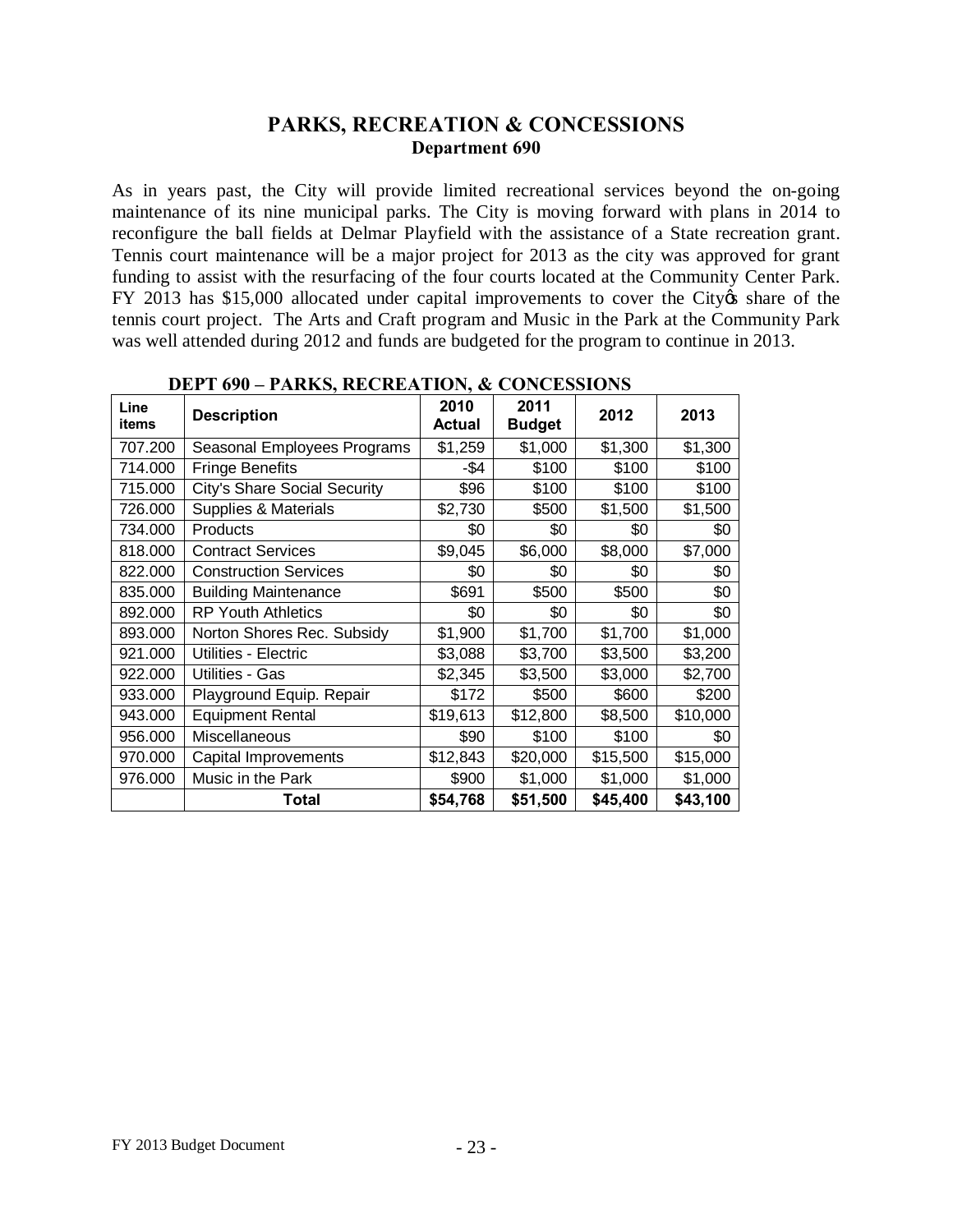# PARKS, RECREATION & CONCESSIONS

## Department 690

As in years past, the City will provide limited recreational services beyond the on-going maintenance of its nine municipal parks. The City is moving forward with plans in 2014 to reconfigure the ball fields at Delmar Playfield with the assistance of a State recreation grant. Tennis court maintenance will be a major project for 2013 as the city was approved for grant funding to assist with the resurfacing of the four courts located at the Community Center Park. FY 2013 has $15,000 allocated under capital improvements to cover the Cityǿs share of the tennis court project. The Arts and Craft program and Music in the Park at the Community Park was well attended during 2012 and funds are budgeted for the program to continue in 2013.

**DEPT 690 – PARKS, RECREATION, & CONCESSIONS**

| Line items | Description | 2010 Actual | 2011 Budget | 2012 | 2013 |
|---|---|---|---|---|---|
| 707.200 | Seasonal Employees Programs | $1,259 | $1,000 | $1,300 | $1,300 |
| 714.000 | Fringe Benefits | -$4 | $100 | $100 | $100 |
| 715.000 | City's Share Social Security | $96 | $100 | $100 | $100 |
| 726.000 | Supplies & Materials | $2,730 | $500 | $1,500 | $1,500 |
| 734.000 | Products | $0 | $0 | $0 | $0 |
| 818.000 | Contract Services | $9,045 | $6,000 | $8,000 | $7,000 |
| 822.000 | Construction Services | $0 | $0 | $0 | $0 |
| 835.000 | Building Maintenance | $691 | $500 | $500 | $0 |
| 892.000 | RP Youth Athletics | $0 | $0 | $0 | $0 |
| 893.000 | Norton Shores Rec. Subsidy | $1,900 | $1,700 | $1,700 | $1,000 |
| 921.000 | Utilities - Electric | $3,088 | $3,700 | $3,500 | $3,200 |
| 922.000 | Utilities - Gas | $2,345 | $3,500 | $3,000 | $2,700 |
| 933.000 | Playground Equip. Repair | $172 | $500 | $600 | $200 |
| 943.000 | Equipment Rental | $19,613 | $12,800 | $8,500 | $10,000 |
| 956.000 | Miscellaneous | $90 | $100 | $100 | $0 |
| 970.000 | Capital Improvements | $12,843 | $20,000 | $15,500 | $15,000 |
| 976.000 | Music in the Park | $900 | $1,000 | $1,000 | $1,000 |
| | **Total** | **$54,768** | **$51,500** | **$45,400** | **$43,100** |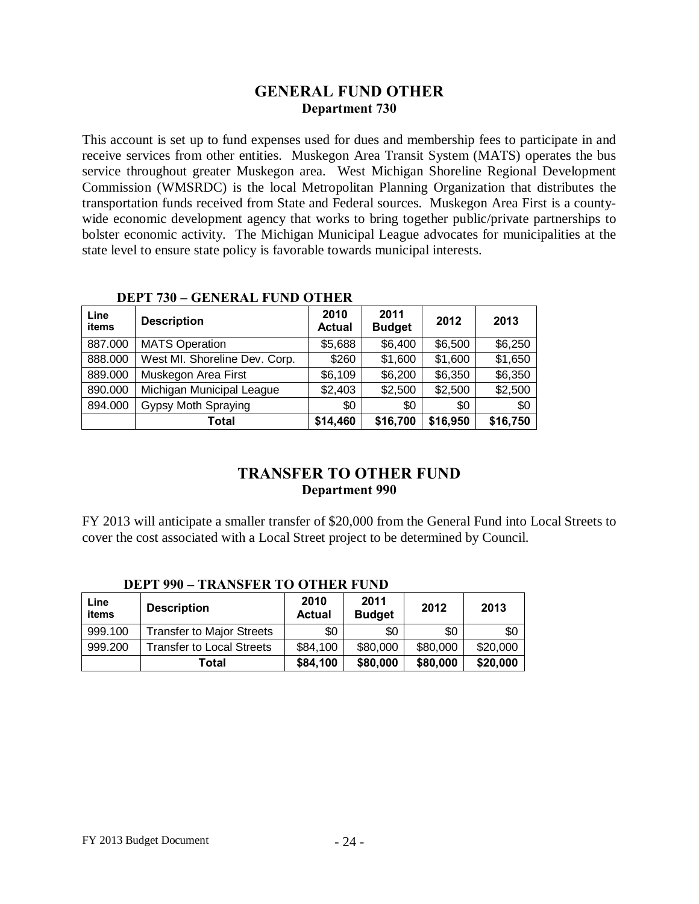## GENERAL FUND OTHER

### Department 730

This account is set up to fund expenses used for dues and membership fees to participate in and receive services from other entities. Muskegon Area Transit System (MATS) operates the bus service throughout greater Muskegon area. West Michigan Shoreline Regional Development Commission (WMSRDC) is the local Metropolitan Planning Organization that distributes the transportation funds received from State and Federal sources. Muskegon Area First is a county-wide economic development agency that works to bring together public/private partnerships to bolster economic activity. The Michigan Municipal League advocates for municipalities at the state level to ensure state policy is favorable towards municipal interests.

**DEPT 730 – GENERAL FUND OTHER**

| Line items | Description | 2010 Actual | 2011 Budget | 2012 | 2013 |
|---|---|---|---|---|---|
| 887.000 | MATS Operation | $5,688 | $6,400 | $6,500 | $6,250 |
| 888.000 | West MI. Shoreline Dev. Corp. | $260 | $1,600 | $1,600 | $1,650 |
| 889.000 | Muskegon Area First | $6,109 | $6,200 | $6,350 | $6,350 |
| 890.000 | Michigan Municipal League | $2,403 | $2,500 | $2,500 | $2,500 |
| 894.000 | Gypsy Moth Spraying | $0 | $0 | $0 | $0 |
| | **Total** | **$14,460** | **$16,700** | **$16,950** | **$16,750** |

## TRANSFER TO OTHER FUND

### Department 990

FY 2013 will anticipate a smaller transfer of $20,000 from the General Fund into Local Streets to cover the cost associated with a Local Street project to be determined by Council.

**DEPT 990 – TRANSFER TO OTHER FUND**

| Line items | Description | 2010 Actual | 2011 Budget | 2012 | 2013 |
|---|---|---|---|---|---|
| 999.100 | Transfer to Major Streets | $0 | $0 | $0 | $0 |
| 999.200 | Transfer to Local Streets | $84,100 | $80,000 | $80,000 | $20,000 |
| | **Total** | **$84,100** | **$80,000** | **$80,000** | **$20,000** |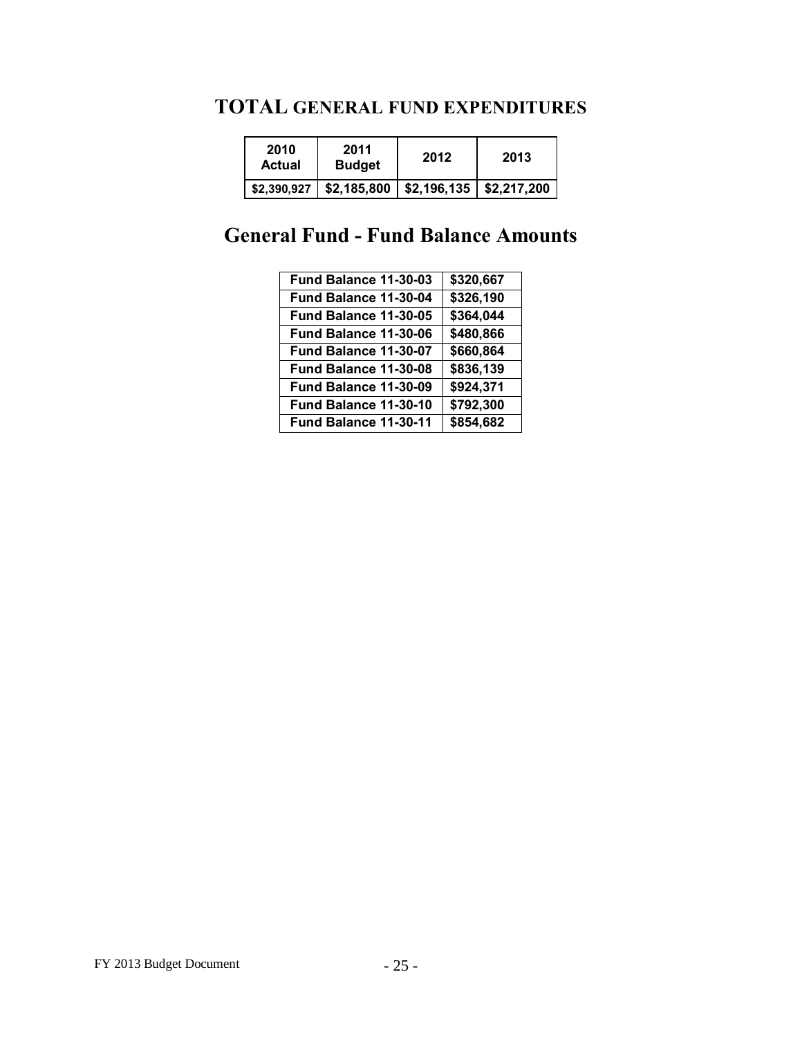# TOTAL GENERAL FUND EXPENDITURES

| 2010 Actual | 2011 Budget | 2012 | 2013 |
|---|---|---|---|
| $2,390,927 | $2,185,800 | $2,196,135 | $2,217,200 |

# General Fund - Fund Balance Amounts

| | |
|---|---|
| Fund Balance 11-30-03 | $320,667 |
| Fund Balance 11-30-04 | $326,190 |
| Fund Balance 11-30-05 | $364,044 |
| Fund Balance 11-30-06 | $480,866 |
| Fund Balance 11-30-07 | $660,864 |
| Fund Balance 11-30-08 | $836,139 |
| Fund Balance 11-30-09 | $924,371 |
| Fund Balance 11-30-10 | $792,300 |
| Fund Balance 11-30-11 | $854,682 |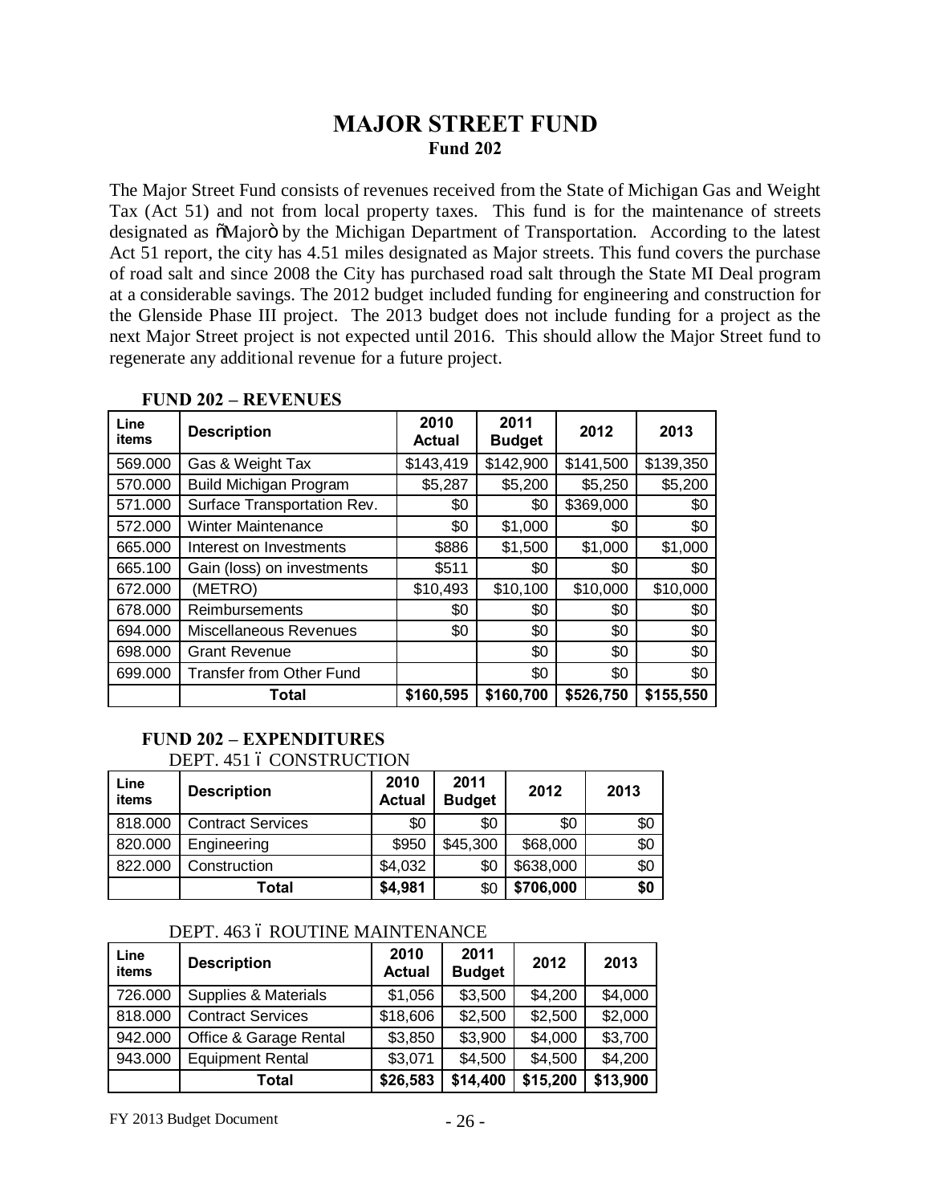# MAJOR STREET FUND

**Fund 202**

The Major Street Fund consists of revenues received from the State of Michigan Gas and Weight Tax (Act 51) and not from local property taxes. This fund is for the maintenance of streets designated as "Major" by the Michigan Department of Transportation. According to the latest Act 51 report, the city has 4.51 miles designated as Major streets. This fund covers the purchase of road salt and since 2008 the City has purchased road salt through the State MI Deal program at a considerable savings. The 2012 budget included funding for engineering and construction for the Glenside Phase III project. The 2013 budget does not include funding for a project as the next Major Street project is not expected until 2016. This should allow the Major Street fund to regenerate any additional revenue for a future project.

**FUND 202 – REVENUES**

| Line items | Description | 2010 Actual | 2011 Budget | 2012 | 2013 |
|---|---|---|---|---|---|
| 569.000 | Gas & Weight Tax | $143,419 | $142,900 | $141,500 | $139,350 |
| 570.000 | Build Michigan Program | $5,287 | $5,200 | $5,250 | $5,200 |
| 571.000 | Surface Transportation Rev. | $0 | $0 | $369,000 | $0 |
| 572.000 | Winter Maintenance | $0 | $1,000 | $0 | $0 |
| 665.000 | Interest on Investments | $886 | $1,500 | $1,000 | $1,000 |
| 665.100 | Gain (loss) on investments | $511 | $0 | $0 | $0 |
| 672.000 | (METRO) | $10,493 | $10,100 | $10,000 | $10,000 |
| 678.000 | Reimbursements | $0 | $0 | $0 | $0 |
| 694.000 | Miscellaneous Revenues | $0 | $0 | $0 | $0 |
| 698.000 | Grant Revenue | | $0 | $0 | $0 |
| 699.000 | Transfer from Other Fund | | $0 | $0 | $0 |
| | **Total** | **$160,595** | **$160,700** | **$526,750** | **$155,550** |

**FUND 202 – EXPENDITURES**

DEPT. 451 – CONSTRUCTION

| Line items | Description | 2010 Actual | 2011 Budget | 2012 | 2013 |
|---|---|---|---|---|---|
| 818.000 | Contract Services | $0 | $0 | $0 | $0 |
| 820.000 | Engineering | $950 | $45,300 | $68,000 | $0 |
| 822.000 | Construction | $4,032 | $0 | $638,000 | $0 |
| | **Total** | **$4,981** | $0 | **$706,000** | **$0** |

DEPT. 463 – ROUTINE MAINTENANCE

| Line items | Description | 2010 Actual | 2011 Budget | 2012 | 2013 |
|---|---|---|---|---|---|
| 726.000 | Supplies & Materials | $1,056 | $3,500 | $4,200 | $4,000 |
| 818.000 | Contract Services | $18,606 | $2,500 | $2,500 | $2,000 |
| 942.000 | Office & Garage Rental | $3,850 | $3,900 | $4,000 | $3,700 |
| 943.000 | Equipment Rental | $3,071 | $4,500 | $4,500 | $4,200 |
| | **Total** | **$26,583** | **$14,400** | **$15,200** | **$13,900** |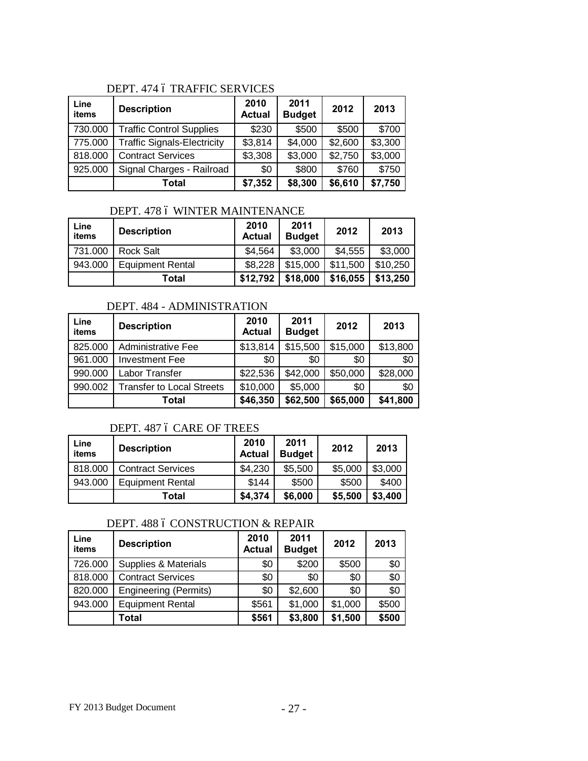### DEPT. 474 – TRAFFIC SERVICES

| Line items | Description | 2010 Actual | 2011 Budget | 2012 | 2013 |
|---|---|---|---|---|---|
| 730.000 | Traffic Control Supplies | $230 | $500 | $500 | $700 |
| 775.000 | Traffic Signals-Electricity | $3,814 | $4,000 | $2,600 | $3,300 |
| 818.000 | Contract Services | $3,308 | $3,000 | $2,750 | $3,000 |
| 925.000 | Signal Charges - Railroad | $0 | $800 | $760 | $750 |
| | **Total** | **$7,352** | **$8,300** | **$6,610** | **$7,750** |

### DEPT. 478 – WINTER MAINTENANCE

| Line items | Description | 2010 Actual | 2011 Budget | 2012 | 2013 |
|---|---|---|---|---|---|
| 731.000 | Rock Salt | $4,564 | $3,000 | $4,555 | $3,000 |
| 943.000 | Equipment Rental | $8,228 | $15,000 | $11,500 | $10,250 |
| | **Total** | **$12,792** | **$18,000** | **$16,055** | **$13,250** |

### DEPT. 484 - ADMINISTRATION

| Line items | Description | 2010 Actual | 2011 Budget | 2012 | 2013 |
|---|---|---|---|---|---|
| 825.000 | Administrative Fee | $13,814 | $15,500 | $15,000 | $13,800 |
| 961.000 | Investment Fee | $0 | $0 | $0 | $0 |
| 990.000 | Labor Transfer | $22,536 | $42,000 | $50,000 | $28,000 |
| 990.002 | Transfer to Local Streets | $10,000 | $5,000 | $0 | $0 |
| | **Total** | **$46,350** | **$62,500** | **$65,000** | **$41,800** |

### DEPT. 487 – CARE OF TREES

| Line items | Description | 2010 Actual | 2011 Budget | 2012 | 2013 |
|---|---|---|---|---|---|
| 818.000 | Contract Services | $4,230 | $5,500 | $5,000 | $3,000 |
| 943.000 | Equipment Rental | $144 | $500 | $500 | $400 |
| | **Total** | **$4,374** | **$6,000** | **$5,500** | **$3,400** |

### DEPT. 488 – CONSTRUCTION & REPAIR

| Line items | Description | 2010 Actual | 2011 Budget | 2012 | 2013 |
|---|---|---|---|---|---|
| 726.000 | Supplies & Materials | $0 | $200 | $500 | $0 |
| 818.000 | Contract Services | $0 | $0 | $0 | $0 |
| 820.000 | Engineering (Permits) | $0 | $2,600 | $0 | $0 |
| 943.000 | Equipment Rental | $561 | $1,000 | $1,000 | $500 |
| | **Total** | **$561** | **$3,800** | **$1,500** | **$500** |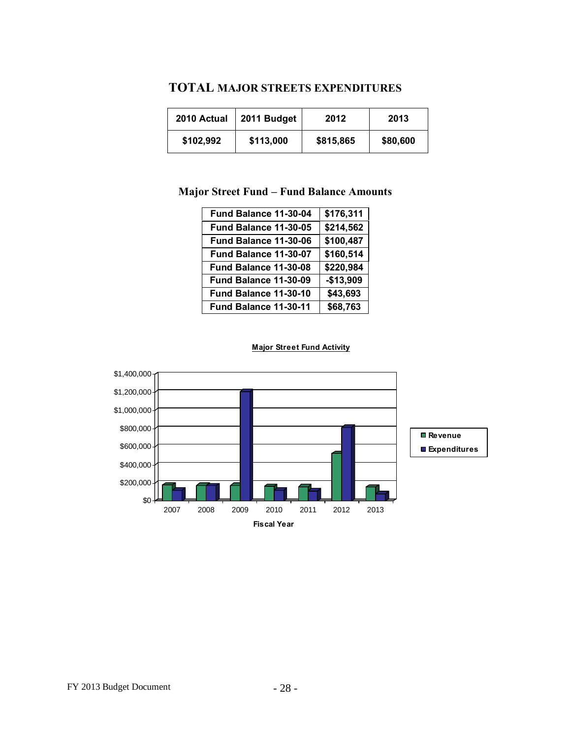# TOTAL MAJOR STREETS EXPENDITURES

| 2010 Actual | 2011 Budget | 2012 | 2013 |
|---|---|---|---|
| $102,992 | $113,000 | $815,865 | $80,600 |

## Major Street Fund – Fund Balance Amounts

| Fund Balance 11-30-04 | $176,311 |
|---|---|
| Fund Balance 11-30-05 | $214,562 |
| Fund Balance 11-30-06 | $100,487 |
| Fund Balance 11-30-07 | $160,514 |
| Fund Balance 11-30-08 | $220,984 |
| Fund Balance 11-30-09 | -$13,909 |
| Fund Balance 11-30-10 | $43,693 |
| Fund Balance 11-30-11 | $68,763 |

**Major Street Fund Activity**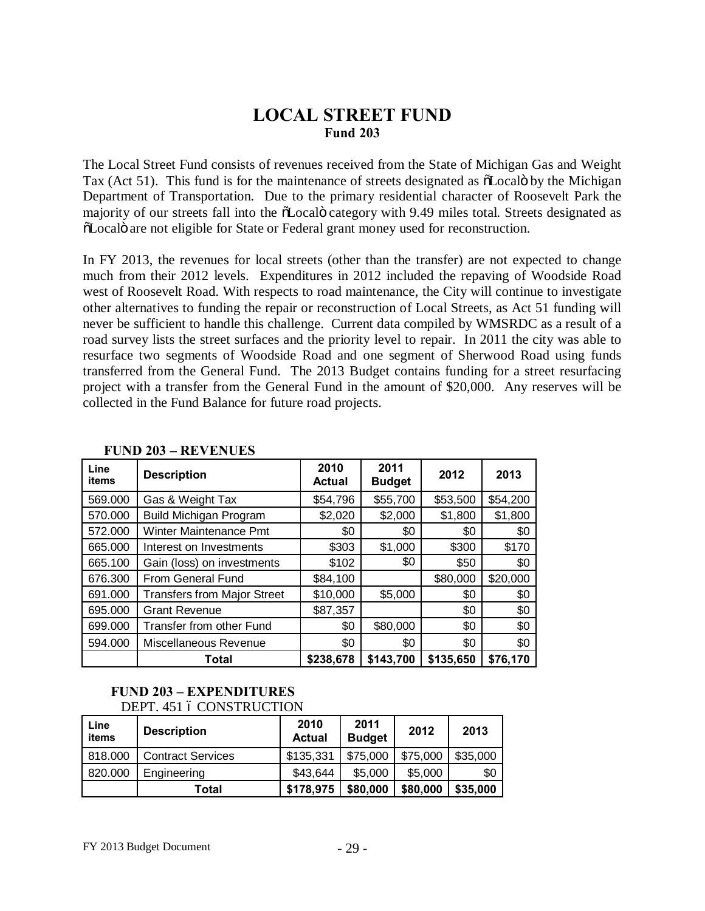# LOCAL STREET FUND
## Fund 203

The Local Street Fund consists of revenues received from the State of Michigan Gas and Weight Tax (Act 51). This fund is for the maintenance of streets designated as "Local" by the Michigan Department of Transportation. Due to the primary residential character of Roosevelt Park the majority of our streets fall into the "Local" category with 9.49 miles total. Streets designated as "Local" are not eligible for State or Federal grant money used for reconstruction.

In FY 2013, the revenues for local streets (other than the transfer) are not expected to change much from their 2012 levels. Expenditures in 2012 included the repaving of Woodside Road west of Roosevelt Road. With respects to road maintenance, the City will continue to investigate other alternatives to funding the repair or reconstruction of Local Streets, as Act 51 funding will never be sufficient to handle this challenge. Current data compiled by WMSRDC as a result of a road survey lists the street surfaces and the priority level to repair. In 2011 the city was able to resurface two segments of Woodside Road and one segment of Sherwood Road using funds transferred from the General Fund. The 2013 Budget contains funding for a street resurfacing project with a transfer from the General Fund in the amount of $20,000. Any reserves will be collected in the Fund Balance for future road projects.

**FUND 203 – REVENUES**

| Line items | Description | 2010 Actual | 2011 Budget | 2012 | 2013 |
|---|---|---|---|---|---|
| 569.000 | Gas & Weight Tax | $54,796 | $55,700 | $53,500 | $54,200 |
| 570.000 | Build Michigan Program | $2,020 | $2,000 | $1,800 | $1,800 |
| 572.000 | Winter Maintenance Pmt | $0 | $0 | $0 | $0 |
| 665.000 | Interest on Investments | $303 | $1,000 | $300 | $170 |
| 665.100 | Gain (loss) on investments | $102 | $0 | $50 | $0 |
| 676.300 | From General Fund | $84,100 | | $80,000 | $20,000 |
| 691.000 | Transfers from Major Street | $10,000 | $5,000 | $0 | $0 |
| 695.000 | Grant Revenue | $87,357 | | $0 | $0 |
| 699.000 | Transfer from other Fund | $0 | $80,000 | $0 | $0 |
| 594.000 | Miscellaneous Revenue | $0 | $0 | $0 | $0 |
| | **Total** | **$238,678** | **$143,700** | **$135,650** | **$76,170** |

**FUND 203 – EXPENDITURES**

DEPT. 451 – CONSTRUCTION

| Line items | Description | 2010 Actual | 2011 Budget | 2012 | 2013 |
|---|---|---|---|---|---|
| 818.000 | Contract Services | $135,331 | $75,000 | $75,000 | $35,000 |
| 820.000 | Engineering | $43,644 | $5,000 | $5,000 | $0 |
| | **Total** | **$178,975** | **$80,000** | **$80,000** | **$35,000** |

FY 2013 Budget Document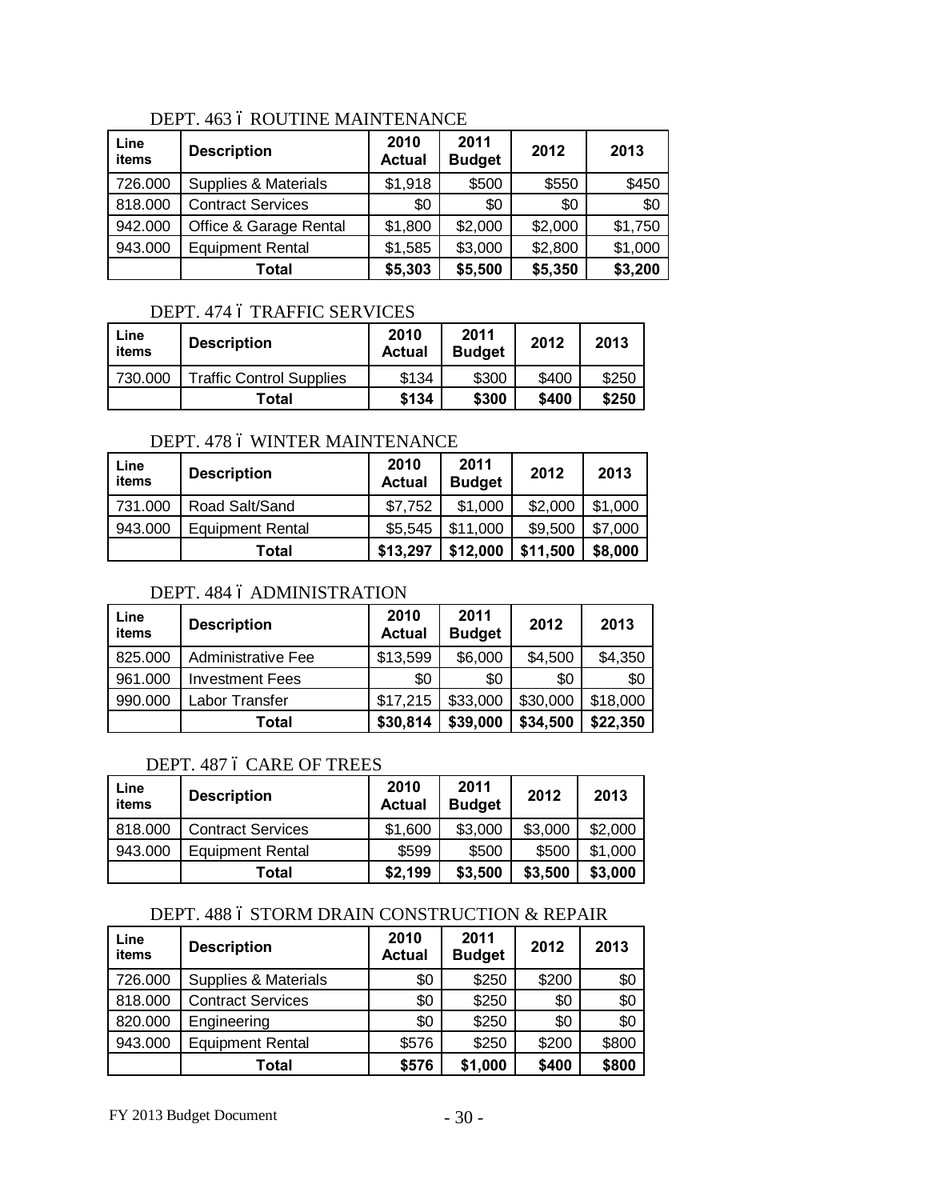DEPT. 463 ó ROUTINE MAINTENANCE

| Line items | Description | 2010 Actual | 2011 Budget | 2012 | 2013 |
|---|---|---|---|---|---|
| 726.000 | Supplies & Materials | $1,918 | $500 | $550 | $450 |
| 818.000 | Contract Services | $0 | $0 | $0 | $0 |
| 942.000 | Office & Garage Rental | $1,800 | $2,000 | $2,000 | $1,750 |
| 943.000 | Equipment Rental | $1,585 | $3,000 | $2,800 | $1,000 |
| | **Total** | **$5,303** | **$5,500** | **$5,350** | **$3,200** |

DEPT. 474 ó TRAFFIC SERVICES

| Line items | Description | 2010 Actual | 2011 Budget | 2012 | 2013 |
|---|---|---|---|---|---|
| 730.000 | Traffic Control Supplies | $134 | $300 | $400 | $250 |
| | **Total** | **$134** | **$300** | **$400** | **$250** |

DEPT. 478 ó WINTER MAINTENANCE

| Line items | Description | 2010 Actual | 2011 Budget | 2012 | 2013 |
|---|---|---|---|---|---|
| 731.000 | Road Salt/Sand | $7,752 | $1,000 | $2,000 | $1,000 |
| 943.000 | Equipment Rental | $5,545 | $11,000 | $9,500 | $7,000 |
| | **Total** | **$13,297** | **$12,000** | **$11,500** | **$8,000** |

DEPT. 484 ó ADMINISTRATION

| Line items | Description | 2010 Actual | 2011 Budget | 2012 | 2013 |
|---|---|---|---|---|---|
| 825.000 | Administrative Fee | $13,599 | $6,000 | $4,500 | $4,350 |
| 961.000 | Investment Fees | $0 | $0 | $0 | $0 |
| 990.000 | Labor Transfer | $17,215 | $33,000 | $30,000 | $18,000 |
| | **Total** | **$30,814** | **$39,000** | **$34,500** | **$22,350** |

DEPT. 487 ó CARE OF TREES

| Line items | Description | 2010 Actual | 2011 Budget | 2012 | 2013 |
|---|---|---|---|---|---|
| 818.000 | Contract Services | $1,600 | $3,000 | $3,000 | $2,000 |
| 943.000 | Equipment Rental | $599 | $500 | $500 | $1,000 |
| | **Total** | **$2,199** | **$3,500** | **$3,500** | **$3,000** |

DEPT. 488 ó STORM DRAIN CONSTRUCTION & REPAIR

| Line items | Description | 2010 Actual | 2011 Budget | 2012 | 2013 |
|---|---|---|---|---|---|
| 726.000 | Supplies & Materials | $0 | $250 | $200 | $0 |
| 818.000 | Contract Services | $0 | $250 | $0 | $0 |
| 820.000 | Engineering | $0 | $250 | $0 | $0 |
| 943.000 | Equipment Rental | $576 | $250 | $200 | $800 |
| | **Total** | **$576** | **$1,000** | **$400** | **$800** |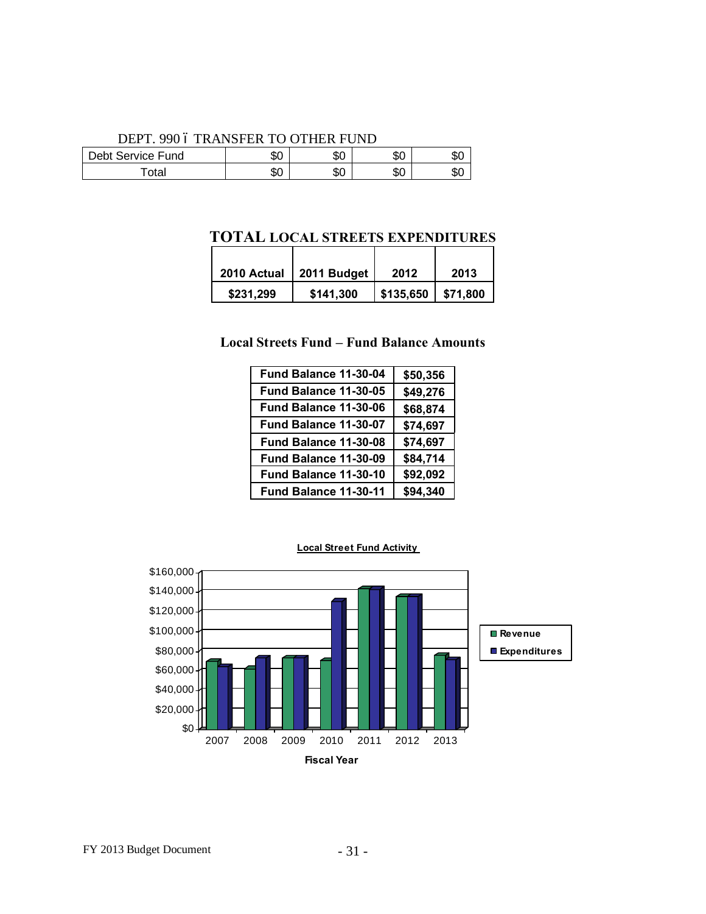DEPT. 990 – TRANSFER TO OTHER FUND

| | | | | |
|---|---|---|---|---|
| Debt Service Fund | $0 | $0 | $0 | $0 |
| Total | $0 | $0 | $0 | $0 |

## TOTAL LOCAL STREETS EXPENDITURES

| 2010 Actual | 2011 Budget | 2012 | 2013 |
|---|---|---|---|
| $231,299 | $141,300 | $135,650 | $71,800 |

## Local Streets Fund – Fund Balance Amounts

| | |
|---|---|
| Fund Balance 11-30-04 | $50,356 |
| Fund Balance 11-30-05 | $49,276 |
| Fund Balance 11-30-06 | $68,874 |
| Fund Balance 11-30-07 | $74,697 |
| Fund Balance 11-30-08 | $74,697 |
| Fund Balance 11-30-09 | $84,714 |
| Fund Balance 11-30-10 | $92,092 |
| Fund Balance 11-30-11 | $94,340 |

**Local Street Fund Activity**

Revenue / Expenditures by Fiscal Year (2007–2013)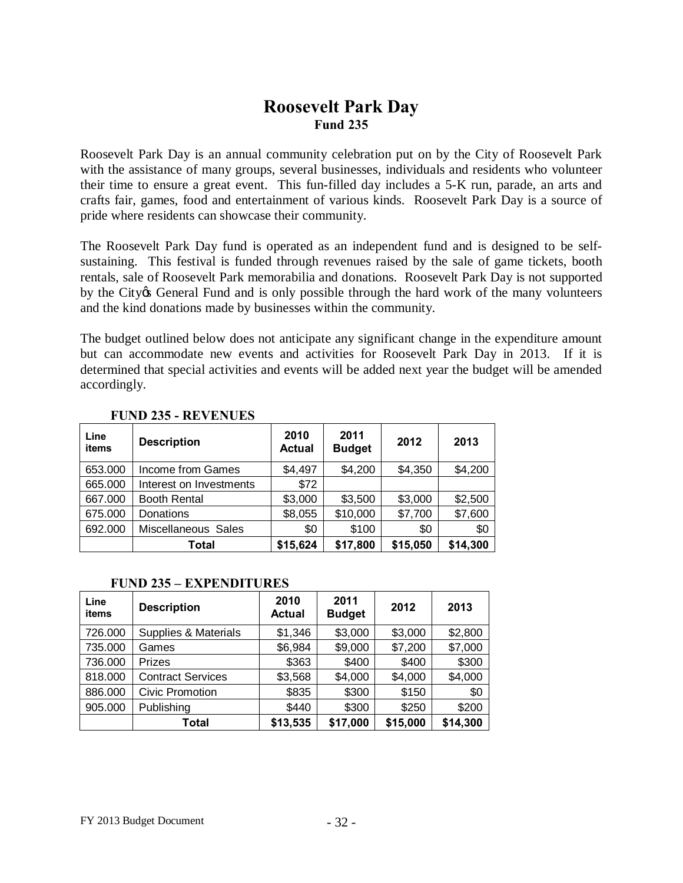# Roosevelt Park Day

## Fund 235

Roosevelt Park Day is an annual community celebration put on by the City of Roosevelt Park with the assistance of many groups, several businesses, individuals and residents who volunteer their time to ensure a great event. This fun-filled day includes a 5-K run, parade, an arts and crafts fair, games, food and entertainment of various kinds. Roosevelt Park Day is a source of pride where residents can showcase their community.

The Roosevelt Park Day fund is operated as an independent fund and is designed to be self-sustaining. This festival is funded through revenues raised by the sale of game tickets, booth rentals, sale of Roosevelt Park memorabilia and donations. Roosevelt Park Day is not supported by the City's General Fund and is only possible through the hard work of the many volunteers and the kind donations made by businesses within the community.

The budget outlined below does not anticipate any significant change in the expenditure amount but can accommodate new events and activities for Roosevelt Park Day in 2013. If it is determined that special activities and events will be added next year the budget will be amended accordingly.

**FUND 235 - REVENUES**

| Line items | Description | 2010 Actual | 2011 Budget | 2012 | 2013 |
|---|---|---|---|---|---|
| 653.000 | Income from Games | $4,497 | $4,200 | $4,350 | $4,200 |
| 665.000 | Interest on Investments | $72 | | | |
| 667.000 | Booth Rental | $3,000 | $3,500 | $3,000 | $2,500 |
| 675.000 | Donations | $8,055 | $10,000 | $7,700 | $7,600 |
| 692.000 | Miscellaneous Sales | $0 | $100 | $0 | $0 |
| | **Total** | **$15,624** | **$17,800** | **$15,050** | **$14,300** |

**FUND 235 – EXPENDITURES**

| Line items | Description | 2010 Actual | 2011 Budget | 2012 | 2013 |
|---|---|---|---|---|---|
| 726.000 | Supplies & Materials | $1,346 | $3,000 | $3,000 | $2,800 |
| 735.000 | Games | $6,984 | $9,000 | $7,200 | $7,000 |
| 736.000 | Prizes | $363 | $400 | $400 | $300 |
| 818.000 | Contract Services | $3,568 | $4,000 | $4,000 | $4,000 |
| 886.000 | Civic Promotion | $835 | $300 | $150 | $0 |
| 905.000 | Publishing | $440 | $300 | $250 | $200 |
| | **Total** | **$13,535** | **$17,000** | **$15,000** | **$14,300** |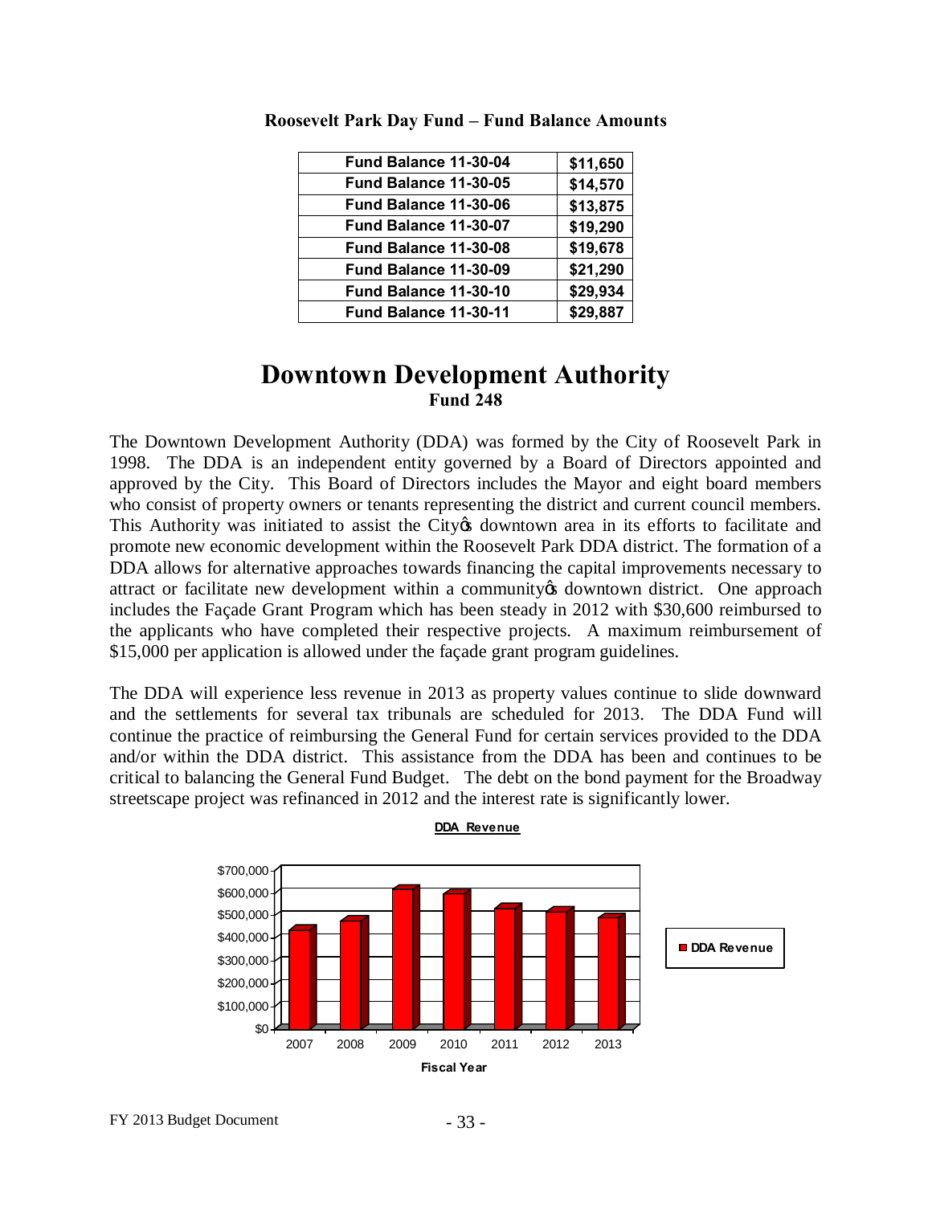**Roosevelt Park Day Fund – Fund Balance Amounts**

| | |
|---|---|
| Fund Balance 11-30-04 | $11,650 |
| Fund Balance 11-30-05 | $14,570 |
| Fund Balance 11-30-06 | $13,875 |
| Fund Balance 11-30-07 | $19,290 |
| Fund Balance 11-30-08 | $19,678 |
| Fund Balance 11-30-09 | $21,290 |
| Fund Balance 11-30-10 | $29,934 |
| Fund Balance 11-30-11 | $29,887 |

# Downtown Development Authority

**Fund 248**

The Downtown Development Authority (DDA) was formed by the City of Roosevelt Park in 1998. The DDA is an independent entity governed by a Board of Directors appointed and approved by the City. This Board of Directors includes the Mayor and eight board members who consist of property owners or tenants representing the district and current council members. This Authority was initiated to assist the City's downtown area in its efforts to facilitate and promote new economic development within the Roosevelt Park DDA district. The formation of a DDA allows for alternative approaches towards financing the capital improvements necessary to attract or facilitate new development within a community's downtown district. One approach includes the Façade Grant Program which has been steady in 2012 with $30,600 reimbursed to the applicants who have completed their respective projects. A maximum reimbursement of $15,000 per application is allowed under the façade grant program guidelines.

The DDA will experience less revenue in 2013 as property values continue to slide downward and the settlements for several tax tribunals are scheduled for 2013. The DDA Fund will continue the practice of reimbursing the General Fund for certain services provided to the DDA and/or within the DDA district. This assistance from the DDA has been and continues to be critical to balancing the General Fund Budget. The debt on the bond payment for the Broadway streetscape project was refinanced in 2012 and the interest rate is significantly lower.

**DDA Revenue**

| Fiscal Year | DDA Revenue (approx.) |
|---|---|
| 2007 | $430,000 |
| 2008 | $470,000 |
| 2009 | $610,000 |
| 2010 | $590,000 |
| 2011 | $525,000 |
| 2012 | $510,000 |
| 2013 | $485,000 |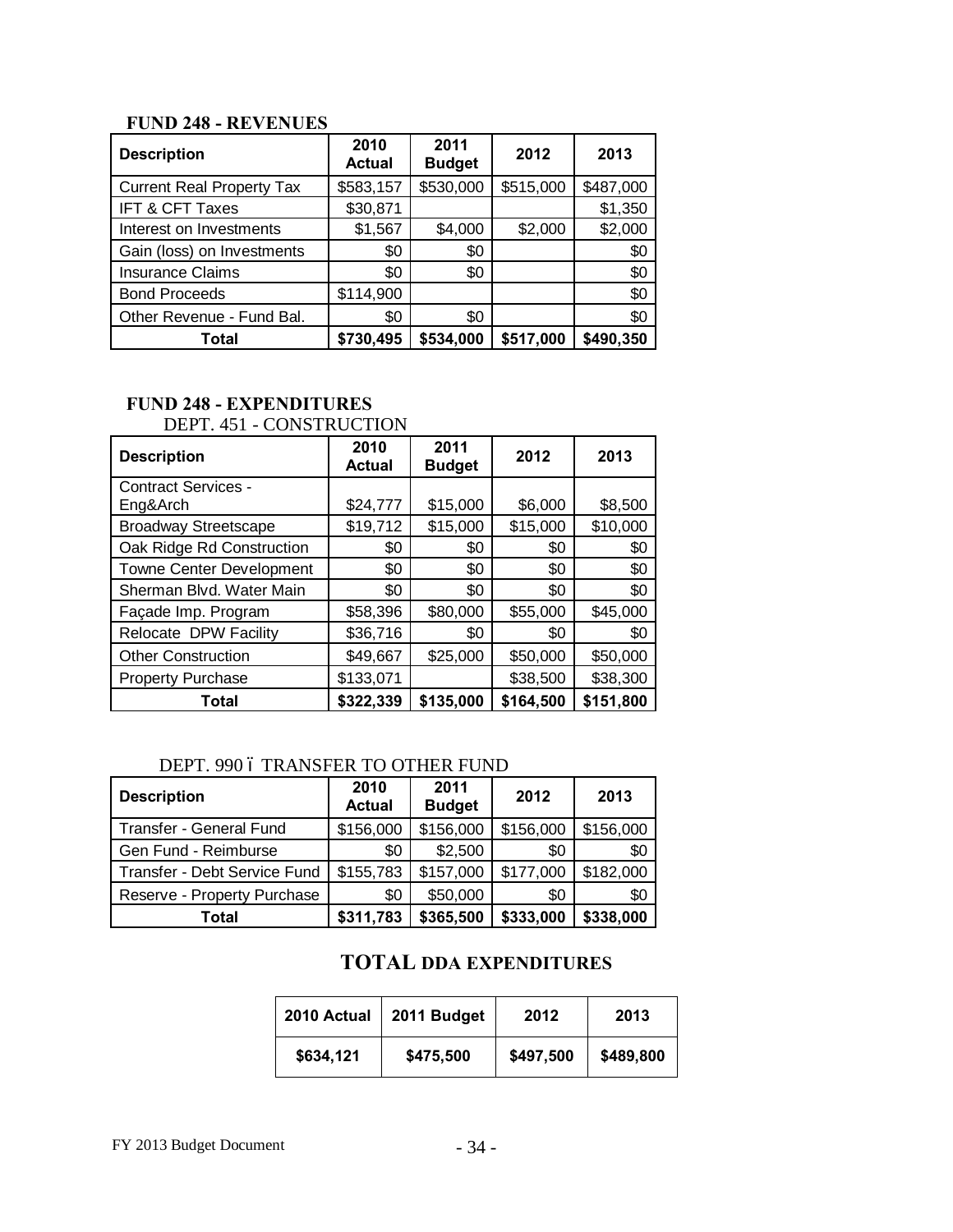## FUND 248 - REVENUES

| Description | 2010 Actual | 2011 Budget | 2012 | 2013 |
|---|---|---|---|---|
| Current Real Property Tax | $583,157 | $530,000 | $515,000 | $487,000 |
| IFT & CFT Taxes | $30,871 | | | $1,350 |
| Interest on Investments | $1,567 | $4,000 | $2,000 | $2,000 |
| Gain (loss) on Investments | $0 | $0 | | $0 |
| Insurance Claims | $0 | $0 | | $0 |
| Bond Proceeds | $114,900 | | | $0 |
| Other Revenue - Fund Bal. | $0 | $0 | | $0 |
| **Total** | **$730,495** | **$534,000** | **$517,000** | **$490,350** |

## FUND 248 - EXPENDITURES

DEPT. 451 - CONSTRUCTION

| Description | 2010 Actual | 2011 Budget | 2012 | 2013 |
|---|---|---|---|---|
| Contract Services - Eng&Arch | $24,777 | $15,000 | $6,000 | $8,500 |
| Broadway Streetscape | $19,712 | $15,000 | $15,000 | $10,000 |
| Oak Ridge Rd Construction | $0 | $0 | $0 | $0 |
| Towne Center Development | $0 | $0 | $0 | $0 |
| Sherman Blvd. Water Main | $0 | $0 | $0 | $0 |
| Façade Imp. Program | $58,396 | $80,000 | $55,000 | $45,000 |
| Relocate DPW Facility | $36,716 | $0 | $0 | $0 |
| Other Construction | $49,667 | $25,000 | $50,000 | $50,000 |
| Property Purchase | $133,071 | | $38,500 | $38,300 |
| **Total** | **$322,339** | **$135,000** | **$164,500** | **$151,800** |

DEPT. 990 – TRANSFER TO OTHER FUND

| Description | 2010 Actual | 2011 Budget | 2012 | 2013 |
|---|---|---|---|---|
| Transfer - General Fund | $156,000 | $156,000 | $156,000 | $156,000 |
| Gen Fund - Reimburse | $0 | $2,500 | $0 | $0 |
| Transfer - Debt Service Fund | $155,783 | $157,000 | $177,000 | $182,000 |
| Reserve - Property Purchase | $0 | $50,000 | $0 | $0 |
| **Total** | **$311,783** | **$365,500** | **$333,000** | **$338,000** |

## TOTAL DDA EXPENDITURES

| 2010 Actual | 2011 Budget | 2012 | 2013 |
|---|---|---|---|
| $634,121 | $475,500 | $497,500 | $489,800 |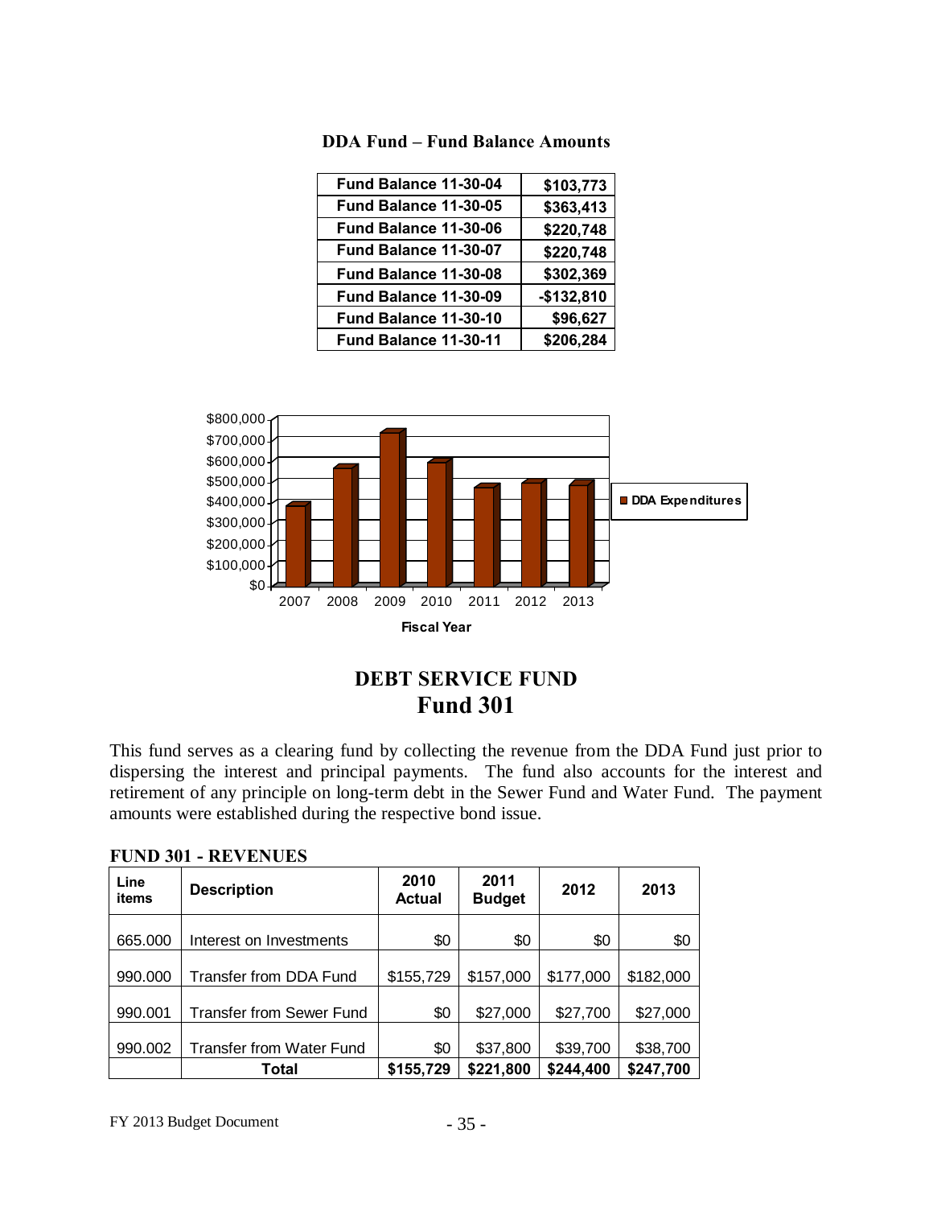**DDA Fund – Fund Balance Amounts**

| Fund Balance | Amount |
|---|---|
| Fund Balance 11-30-04 | $103,773 |
| Fund Balance 11-30-05 | $363,413 |
| Fund Balance 11-30-06 | $220,748 |
| Fund Balance 11-30-07 | $220,748 |
| Fund Balance 11-30-08 | $302,369 |
| Fund Balance 11-30-09 | -$132,810 |
| Fund Balance 11-30-10 | $96,627 |
| Fund Balance 11-30-11 | $206,284 |

# DEBT SERVICE FUND
## Fund 301

This fund serves as a clearing fund by collecting the revenue from the DDA Fund just prior to dispersing the interest and principal payments. The fund also accounts for the interest and retirement of any principle on long-term debt in the Sewer Fund and Water Fund. The payment amounts were established during the respective bond issue.

**FUND 301 - REVENUES**

| Line items | Description | 2010 Actual | 2011 Budget | 2012 | 2013 |
|---|---|---|---|---|---|
| 665.000 | Interest on Investments | $0 | $0 | $0 | $0 |
| 990.000 | Transfer from DDA Fund | $155,729 | $157,000 | $177,000 | $182,000 |
| 990.001 | Transfer from Sewer Fund | $0 | $27,000 | $27,700 | $27,000 |
| 990.002 | Transfer from Water Fund | $0 | $37,800 | $39,700 | $38,700 |
| | **Total** | **$155,729** | **$221,800** | **$244,400** | **$247,700** |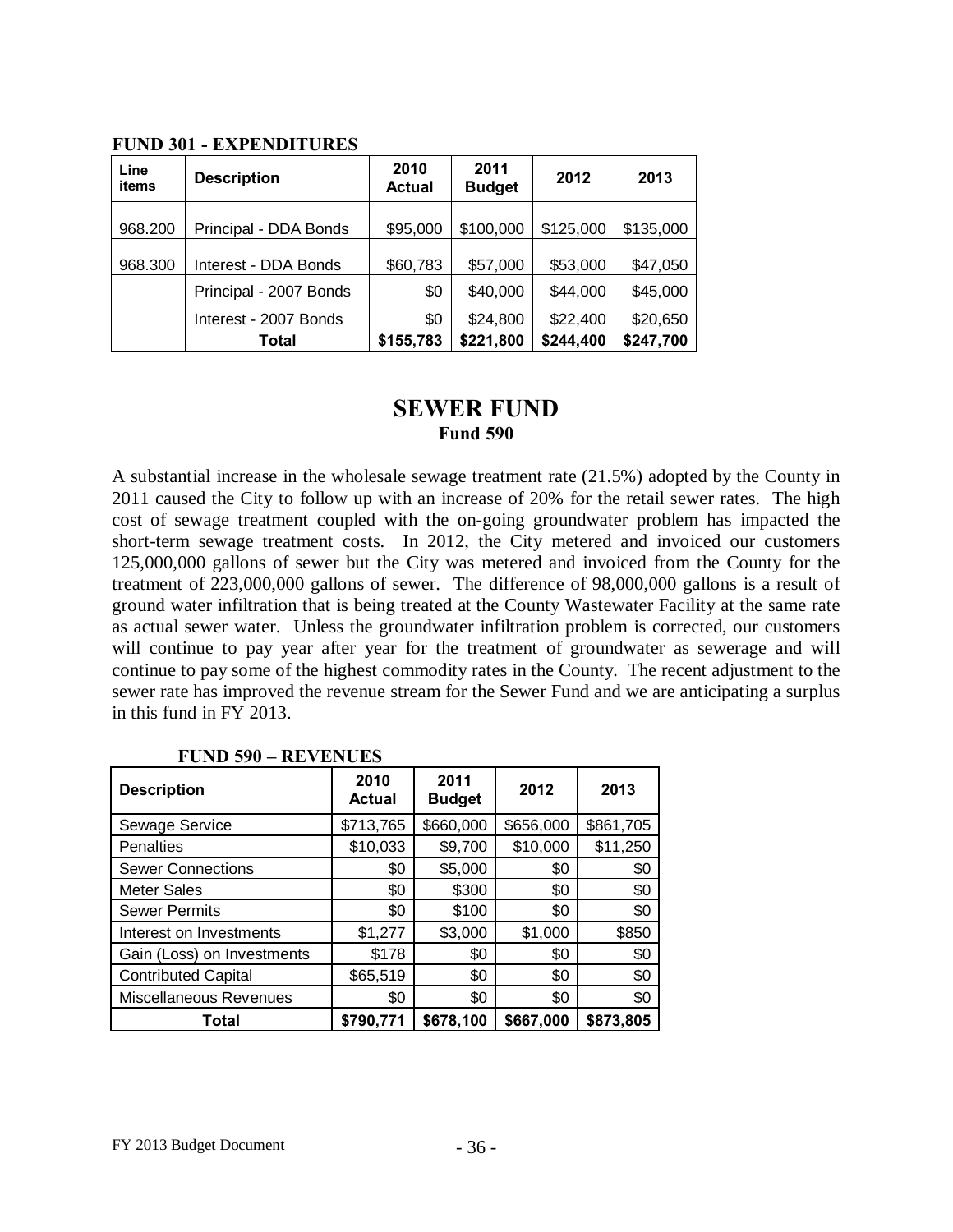**FUND 301 - EXPENDITURES**

| Line items | Description | 2010 Actual | 2011 Budget | 2012 | 2013 |
|---|---|---|---|---|---|
| 968.200 | Principal - DDA Bonds | $95,000 | $100,000 | $125,000 | $135,000 |
| 968.300 | Interest - DDA Bonds | $60,783 | $57,000 | $53,000 | $47,050 |
| | Principal - 2007 Bonds | $0 | $40,000 | $44,000 | $45,000 |
| | Interest - 2007 Bonds | $0 | $24,800 | $22,400 | $20,650 |
| | **Total** | **$155,783** | **$221,800** | **$244,400** | **$247,700** |

# SEWER FUND

### Fund 590

A substantial increase in the wholesale sewage treatment rate (21.5%) adopted by the County in 2011 caused the City to follow up with an increase of 20% for the retail sewer rates. The high cost of sewage treatment coupled with the on-going groundwater problem has impacted the short-term sewage treatment costs. In 2012, the City metered and invoiced our customers 125,000,000 gallons of sewer but the City was metered and invoiced from the County for the treatment of 223,000,000 gallons of sewer. The difference of 98,000,000 gallons is a result of ground water infiltration that is being treated at the County Wastewater Facility at the same rate as actual sewer water. Unless the groundwater infiltration problem is corrected, our customers will continue to pay year after year for the treatment of groundwater as sewerage and will continue to pay some of the highest commodity rates in the County. The recent adjustment to the sewer rate has improved the revenue stream for the Sewer Fund and we are anticipating a surplus in this fund in FY 2013.

**FUND 590 – REVENUES**

| Description | 2010 Actual | 2011 Budget | 2012 | 2013 |
|---|---|---|---|---|
| Sewage Service | $713,765 | $660,000 | $656,000 | $861,705 |
| Penalties | $10,033 | $9,700 | $10,000 | $11,250 |
| Sewer Connections | $0 | $5,000 | $0 | $0 |
| Meter Sales | $0 | $300 | $0 | $0 |
| Sewer Permits | $0 | $100 | $0 | $0 |
| Interest on Investments | $1,277 | $3,000 | $1,000 | $850 |
| Gain (Loss) on Investments | $178 | $0 | $0 | $0 |
| Contributed Capital | $65,519 | $0 | $0 | $0 |
| Miscellaneous Revenues | $0 | $0 | $0 | $0 |
| **Total** | **$790,771** | **$678,100** | **$667,000** | **$873,805** |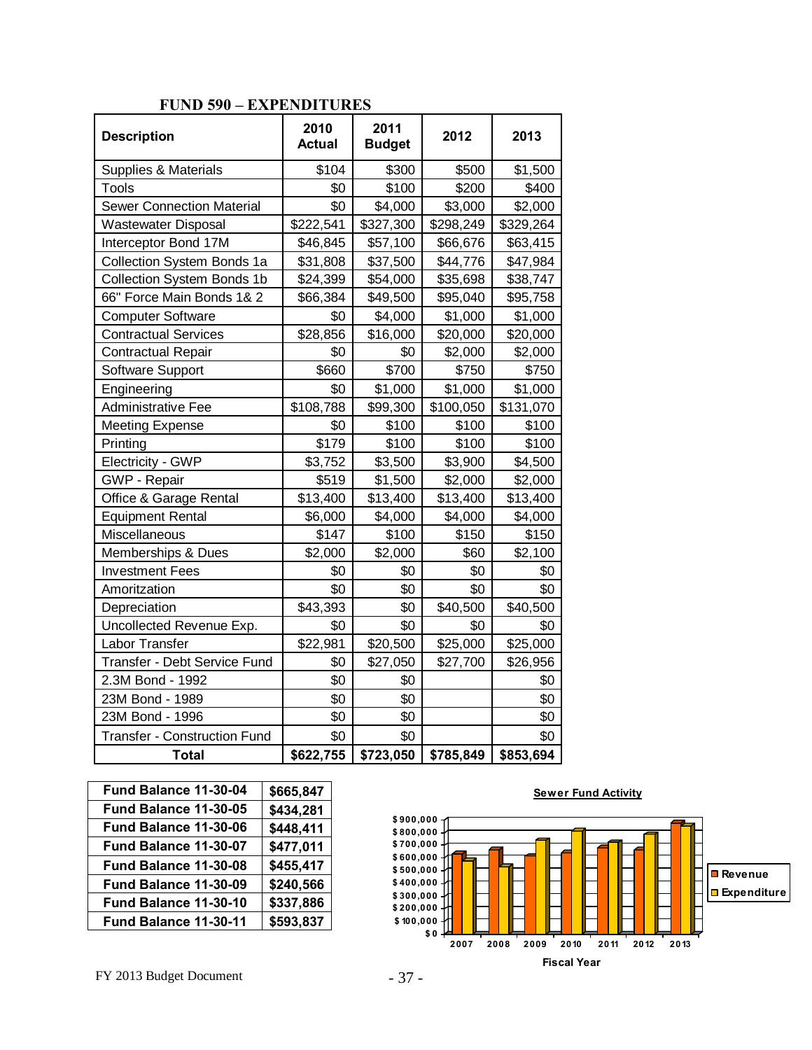## FUND 590 – EXPENDITURES

| Description | 2010 Actual | 2011 Budget | 2012 | 2013 |
|---|---|---|---|---|
| Supplies & Materials | $104 | $300 | $500 | $1,500 |
| Tools | $0 | $100 | $200 | $400 |
| Sewer Connection Material | $0 | $4,000 | $3,000 | $2,000 |
| Wastewater Disposal | $222,541 | $327,300 | $298,249 | $329,264 |
| Interceptor Bond 17M | $46,845 | $57,100 | $66,676 | $63,415 |
| Collection System Bonds 1a | $31,808 | $37,500 | $44,776 | $47,984 |
| Collection System Bonds 1b | $24,399 | $54,000 | $35,698 | $38,747 |
| 66" Force Main Bonds 1& 2 | $66,384 | $49,500 | $95,040 | $95,758 |
| Computer Software | $0 | $4,000 | $1,000 | $1,000 |
| Contractual Services | $28,856 | $16,000 | $20,000 | $20,000 |
| Contractual Repair | $0 | $0 | $2,000 | $2,000 |
| Software Support | $660 | $700 | $750 | $750 |
| Engineering | $0 | $1,000 | $1,000 | $1,000 |
| Administrative Fee | $108,788 | $99,300 | $100,050 | $131,070 |
| Meeting Expense | $0 | $100 | $100 | $100 |
| Printing | $179 | $100 | $100 | $100 |
| Electricity - GWP | $3,752 | $3,500 | $3,900 | $4,500 |
| GWP - Repair | $519 | $1,500 | $2,000 | $2,000 |
| Office & Garage Rental | $13,400 | $13,400 | $13,400 | $13,400 |
| Equipment Rental | $6,000 | $4,000 | $4,000 | $4,000 |
| Miscellaneous | $147 | $100 | $150 | $150 |
| Memberships & Dues | $2,000 | $2,000 | $60 | $2,100 |
| Investment Fees | $0 | $0 | $0 | $0 |
| Amoritzation | $0 | $0 | $0 | $0 |
| Depreciation | $43,393 | $0 | $40,500 | $40,500 |
| Uncollected Revenue Exp. | $0 | $0 | $0 | $0 |
| Labor Transfer | $22,981 | $20,500 | $25,000 | $25,000 |
| Transfer - Debt Service Fund | $0 | $27,050 | $27,700 | $26,956 |
| 2.3M Bond - 1992 | $0 | $0 | | $0 |
| 23M Bond - 1989 | $0 | $0 | | $0 |
| 23M Bond - 1996 | $0 | $0 | | $0 |
| Transfer - Construction Fund | $0 | $0 | | $0 |
| **Total** | **$622,755** | **$723,050** | **$785,849** | **$853,694** |

| | |
|---|---|
| **Fund Balance 11-30-04** | **$665,847** |
| **Fund Balance 11-30-05** | **$434,281** |
| **Fund Balance 11-30-06** | **$448,411** |
| **Fund Balance 11-30-07** | **$477,011** |
| **Fund Balance 11-30-08** | **$455,417** |
| **Fund Balance 11-30-09** | **$240,566** |
| **Fund Balance 11-30-10** | **$337,886** |
| **Fund Balance 11-30-11** | **$593,837** |

**Sewer Fund Activity**

(Chart: Revenue and Expenditure by Fiscal Year, 2007–2013; y-axis $0 to $900,000)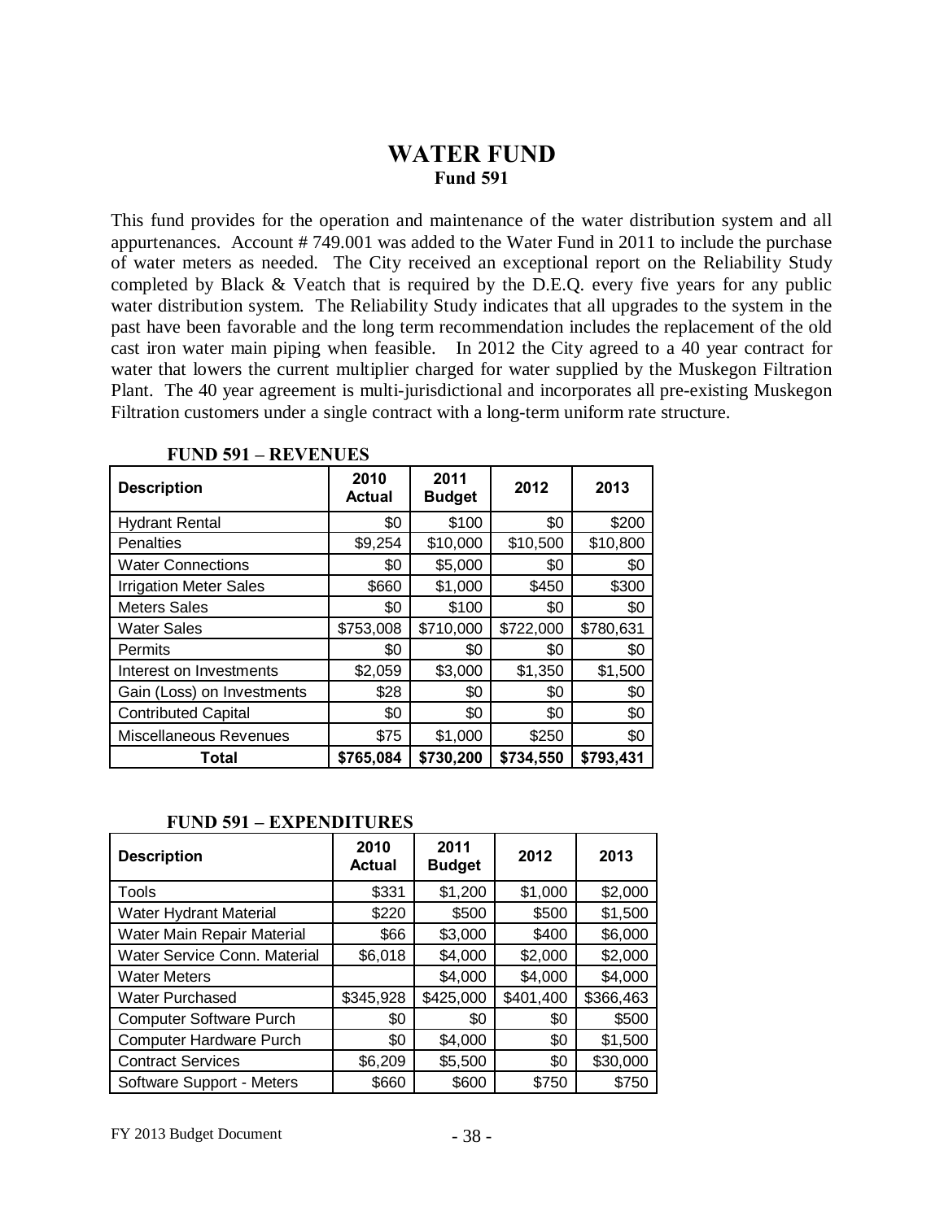# WATER FUND
## Fund 591

This fund provides for the operation and maintenance of the water distribution system and all appurtenances. Account # 749.001 was added to the Water Fund in 2011 to include the purchase of water meters as needed. The City received an exceptional report on the Reliability Study completed by Black & Veatch that is required by the D.E.Q. every five years for any public water distribution system. The Reliability Study indicates that all upgrades to the system in the past have been favorable and the long term recommendation includes the replacement of the old cast iron water main piping when feasible. In 2012 the City agreed to a 40 year contract for water that lowers the current multiplier charged for water supplied by the Muskegon Filtration Plant. The 40 year agreement is multi-jurisdictional and incorporates all pre-existing Muskegon Filtration customers under a single contract with a long-term uniform rate structure.

**FUND 591 – REVENUES**

| Description | 2010 Actual | 2011 Budget | 2012 | 2013 |
|---|---|---|---|---|
| Hydrant Rental | $0 | $100 | $0 | $200 |
| Penalties | $9,254 | $10,000 | $10,500 | $10,800 |
| Water Connections | $0 | $5,000 | $0 | $0 |
| Irrigation Meter Sales | $660 | $1,000 | $450 | $300 |
| Meters Sales | $0 | $100 | $0 | $0 |
| Water Sales | $753,008 | $710,000 | $722,000 | $780,631 |
| Permits | $0 | $0 | $0 | $0 |
| Interest on Investments | $2,059 | $3,000 | $1,350 | $1,500 |
| Gain (Loss) on Investments | $28 | $0 | $0 | $0 |
| Contributed Capital | $0 | $0 | $0 | $0 |
| Miscellaneous Revenues | $75 | $1,000 | $250 | $0 |
| **Total** | **$765,084** | **$730,200** | **$734,550** | **$793,431** |

**FUND 591 – EXPENDITURES**

| Description | 2010 Actual | 2011 Budget | 2012 | 2013 |
|---|---|---|---|---|
| Tools | $331 | $1,200 | $1,000 | $2,000 |
| Water Hydrant Material | $220 | $500 | $500 | $1,500 |
| Water Main Repair Material | $66 | $3,000 | $400 | $6,000 |
| Water Service Conn. Material | $6,018 | $4,000 | $2,000 | $2,000 |
| Water Meters | | $4,000 | $4,000 | $4,000 |
| Water Purchased | $345,928 | $425,000 | $401,400 | $366,463 |
| Computer Software Purch | $0 | $0 | $0 | $500 |
| Computer Hardware Purch | $0 | $4,000 | $0 | $1,500 |
| Contract Services | $6,209 | $5,500 | $0 | $30,000 |
| Software Support - Meters | $660 | $600 | $750 | $750 |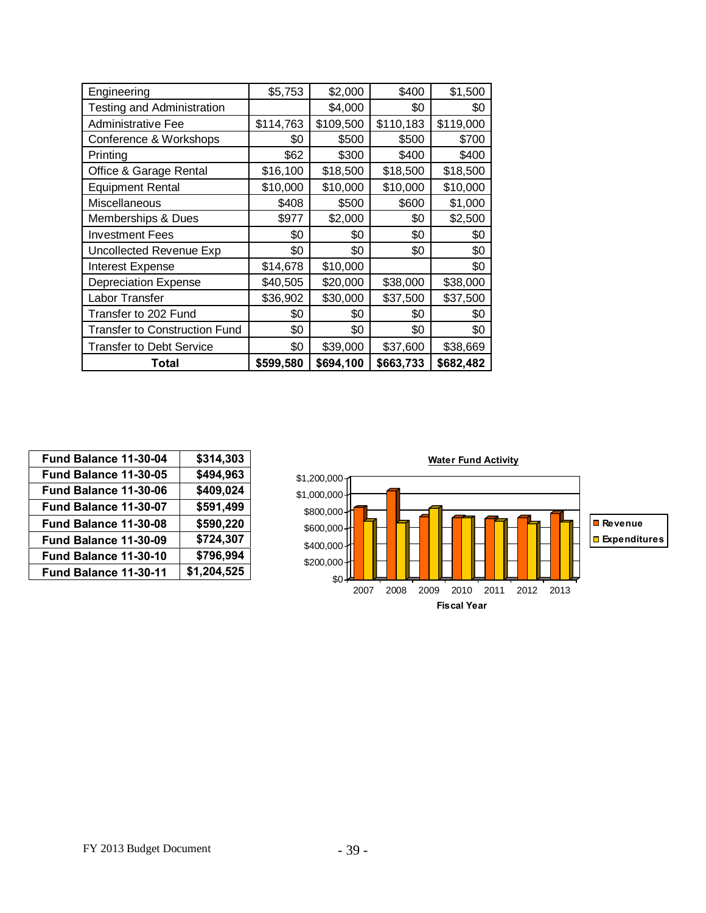| Engineering | $5,753 | $2,000 | $400 | $1,500 |
|---|---|---|---|---|
| Testing and Administration | | $4,000 | $0 | $0 |
| Administrative Fee | $114,763 | $109,500 | $110,183 | $119,000 |
| Conference & Workshops | $0 | $500 | $500 | $700 |
| Printing | $62 | $300 | $400 | $400 |
| Office & Garage Rental | $16,100 | $18,500 | $18,500 | $18,500 |
| Equipment Rental | $10,000 | $10,000 | $10,000 | $10,000 |
| Miscellaneous | $408 | $500 | $600 | $1,000 |
| Memberships & Dues | $977 | $2,000 | $0 | $2,500 |
| Investment Fees | $0 | $0 | $0 | $0 |
| Uncollected Revenue Exp | $0 | $0 | $0 | $0 |
| Interest Expense | $14,678 | $10,000 | | $0 |
| Depreciation Expense | $40,505 | $20,000 | $38,000 | $38,000 |
| Labor Transfer | $36,902 | $30,000 | $37,500 | $37,500 |
| Transfer to 202 Fund | $0 | $0 | $0 | $0 |
| Transfer to Construction Fund | $0 | $0 | $0 | $0 |
| Transfer to Debt Service | $0 | $39,000 | $37,600 | $38,669 |
| **Total** | **$599,580** | **$694,100** | **$663,733** | **$682,482** |

| Fund Balance 11-30-04 | $314,303 |
|---|---|
| Fund Balance 11-30-05 | $494,963 |
| Fund Balance 11-30-06 | $409,024 |
| Fund Balance 11-30-07 | $591,499 |
| Fund Balance 11-30-08 | $590,220 |
| Fund Balance 11-30-09 | $724,307 |
| Fund Balance 11-30-10 | $796,994 |
| Fund Balance 11-30-11 | $1,204,525 |

**Water Fund Activity**

Revenue / Expenditures by Fiscal Year (2007–2013)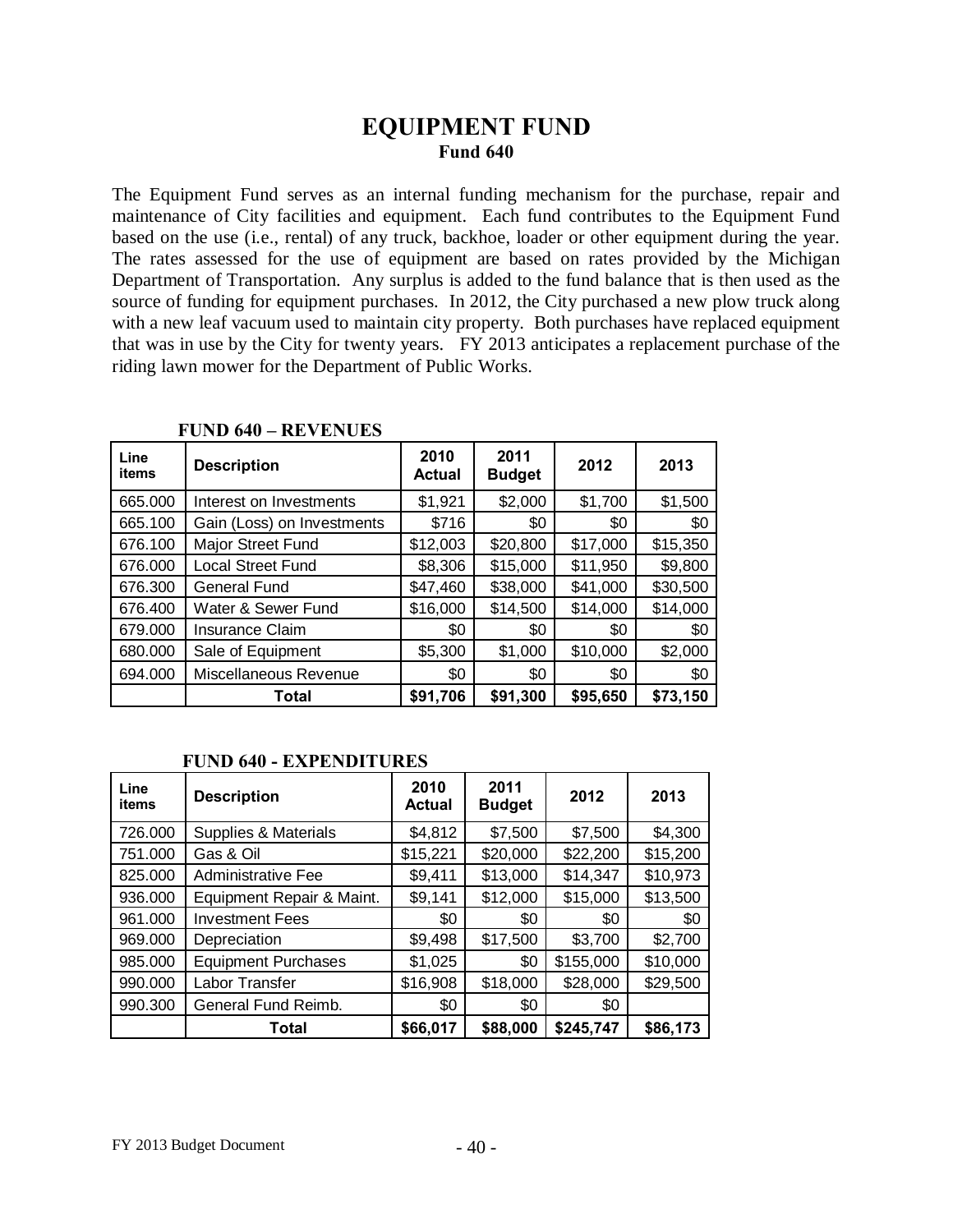# EQUIPMENT FUND

## Fund 640

The Equipment Fund serves as an internal funding mechanism for the purchase, repair and maintenance of City facilities and equipment. Each fund contributes to the Equipment Fund based on the use (i.e., rental) of any truck, backhoe, loader or other equipment during the year. The rates assessed for the use of equipment are based on rates provided by the Michigan Department of Transportation. Any surplus is added to the fund balance that is then used as the source of funding for equipment purchases. In 2012, the City purchased a new plow truck along with a new leaf vacuum used to maintain city property. Both purchases have replaced equipment that was in use by the City for twenty years. FY 2013 anticipates a replacement purchase of the riding lawn mower for the Department of Public Works.

### FUND 640 – REVENUES

| Line items | Description | 2010 Actual | 2011 Budget | 2012 | 2013 |
|---|---|---|---|---|---|
| 665.000 | Interest on Investments | $1,921 | $2,000 | $1,700 | $1,500 |
| 665.100 | Gain (Loss) on Investments | $716 | $0 | $0 | $0 |
| 676.100 | Major Street Fund | $12,003 | $20,800 | $17,000 | $15,350 |
| 676.000 | Local Street Fund | $8,306 | $15,000 | $11,950 | $9,800 |
| 676.300 | General Fund | $47,460 | $38,000 | $41,000 | $30,500 |
| 676.400 | Water & Sewer Fund | $16,000 | $14,500 | $14,000 | $14,000 |
| 679.000 | Insurance Claim | $0 | $0 | $0 | $0 |
| 680.000 | Sale of Equipment | $5,300 | $1,000 | $10,000 | $2,000 |
| 694.000 | Miscellaneous Revenue | $0 | $0 | $0 | $0 |
| | **Total** | **$91,706** | **$91,300** | **$95,650** | **$73,150** |

### FUND 640 - EXPENDITURES

| Line items | Description | 2010 Actual | 2011 Budget | 2012 | 2013 |
|---|---|---|---|---|---|
| 726.000 | Supplies & Materials | $4,812 | $7,500 | $7,500 | $4,300 |
| 751.000 | Gas & Oil | $15,221 | $20,000 | $22,200 | $15,200 |
| 825.000 | Administrative Fee | $9,411 | $13,000 | $14,347 | $10,973 |
| 936.000 | Equipment Repair & Maint. | $9,141 | $12,000 | $15,000 | $13,500 |
| 961.000 | Investment Fees | $0 | $0 | $0 | $0 |
| 969.000 | Depreciation | $9,498 | $17,500 | $3,700 | $2,700 |
| 985.000 | Equipment Purchases | $1,025 | $0 | $155,000 | $10,000 |
| 990.000 | Labor Transfer | $16,908 | $18,000 | $28,000 | $29,500 |
| 990.300 | General Fund Reimb. | $0 | $0 | $0 | |
| | **Total** | **$66,017** | **$88,000** | **$245,747** | **$86,173** |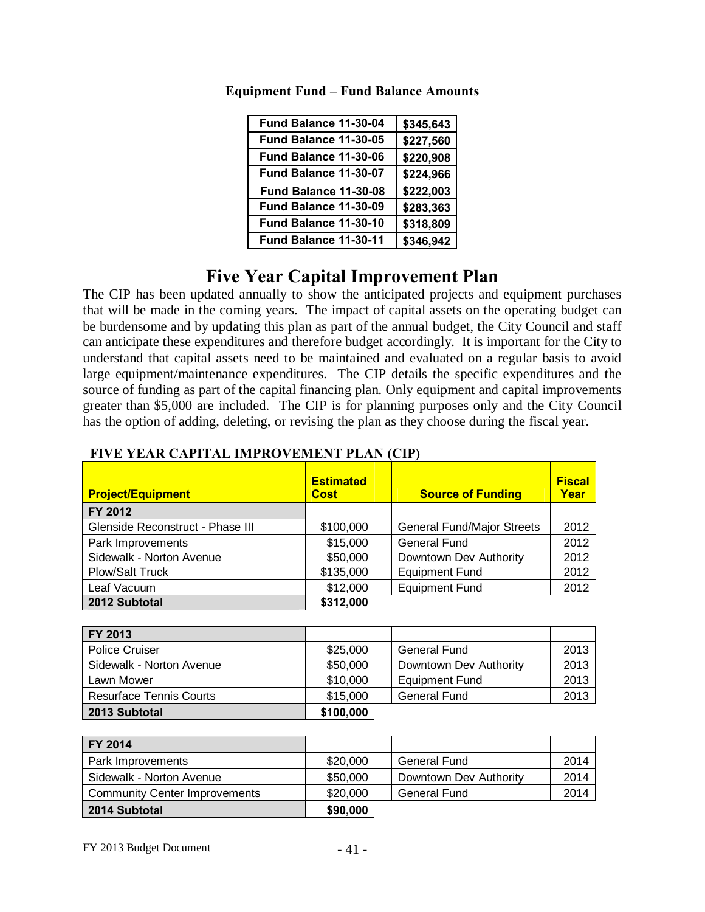**Equipment Fund – Fund Balance Amounts**

| | |
|---|---|
| Fund Balance 11-30-04 | $345,643 |
| Fund Balance 11-30-05 | $227,560 |
| Fund Balance 11-30-06 | $220,908 |
| Fund Balance 11-30-07 | $224,966 |
| Fund Balance 11-30-08 | $222,003 |
| Fund Balance 11-30-09 | $283,363 |
| Fund Balance 11-30-10 | $318,809 |
| Fund Balance 11-30-11 | $346,942 |

# Five Year Capital Improvement Plan

The CIP has been updated annually to show the anticipated projects and equipment purchases that will be made in the coming years. The impact of capital assets on the operating budget can be burdensome and by updating this plan as part of the annual budget, the City Council and staff can anticipate these expenditures and therefore budget accordingly. It is important for the City to understand that capital assets need to be maintained and evaluated on a regular basis to avoid large equipment/maintenance expenditures. The CIP details the specific expenditures and the source of funding as part of the capital financing plan. Only equipment and capital improvements greater than $5,000 are included. The CIP is for planning purposes only and the City Council has the option of adding, deleting, or revising the plan as they choose during the fiscal year.

**FIVE YEAR CAPITAL IMPROVEMENT PLAN (CIP)**

| Project/Equipment | Estimated Cost | | Source of Funding | Fiscal Year |
|---|---|---|---|---|
| **FY 2012** | | | | |
| Glenside Reconstruct - Phase III | $100,000 | | General Fund/Major Streets | 2012 |
| Park Improvements | $15,000 | | General Fund | 2012 |
| Sidewalk - Norton Avenue | $50,000 | | Downtown Dev Authority | 2012 |
| Plow/Salt Truck | $135,000 | | Equipment Fund | 2012 |
| Leaf Vacuum | $12,000 | | Equipment Fund | 2012 |
| **2012 Subtotal** | **$312,000** | | | |
| | | | | |
| **FY 2013** | | | | |
| Police Cruiser | $25,000 | | General Fund | 2013 |
| Sidewalk - Norton Avenue | $50,000 | | Downtown Dev Authority | 2013 |
| Lawn Mower | $10,000 | | Equipment Fund | 2013 |
| Resurface Tennis Courts | $15,000 | | General Fund | 2013 |
| **2013 Subtotal** | **$100,000** | | | |
| | | | | |
| **FY 2014** | | | | |
| Park Improvements | $20,000 | | General Fund | 2014 |
| Sidewalk - Norton Avenue | $50,000 | | Downtown Dev Authority | 2014 |
| Community Center Improvements | $20,000 | | General Fund | 2014 |
| **2014 Subtotal** | **$90,000** | | | |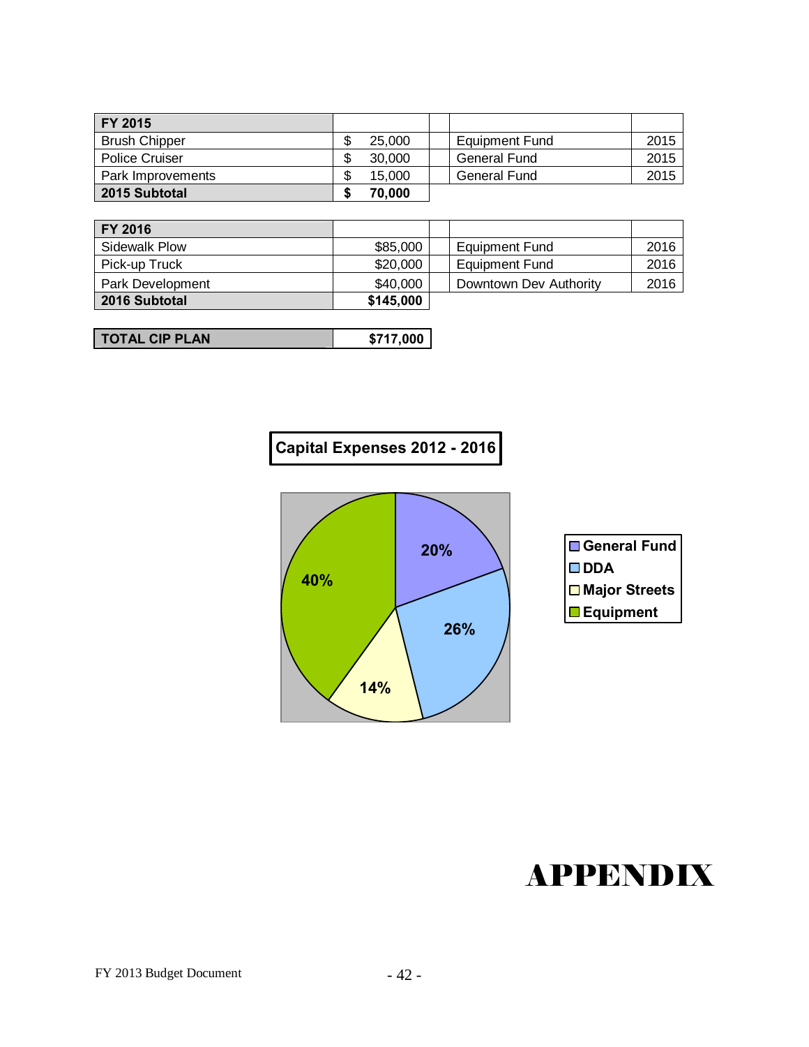| FY 2015 | | | |
|---|---|---|---|
| Brush Chipper | $ 25,000 | Equipment Fund | 2015 |
| Police Cruiser | $ 30,000 | General Fund | 2015 |
| Park Improvements | $ 15,000 | General Fund | 2015 |
| **2015 Subtotal** | **$ 70,000** | | |

| FY 2016 | | | |
|---|---|---|---|
| Sidewalk Plow | $85,000 | Equipment Fund | 2016 |
| Pick-up Truck | $20,000 | Equipment Fund | 2016 |
| Park Development | $40,000 | Downtown Dev Authority | 2016 |
| **2016 Subtotal** | **$145,000** | | |

| **TOTAL CIP PLAN** | **$717,000** |
|---|---|

**Capital Expenses 2012 - 2016**

| Fund | Percentage |
|---|---|
| General Fund | 20% |
| DDA | 26% |
| Major Streets | 14% |
| Equipment | 40% |

# APPENDIX

FY 2013 Budget Document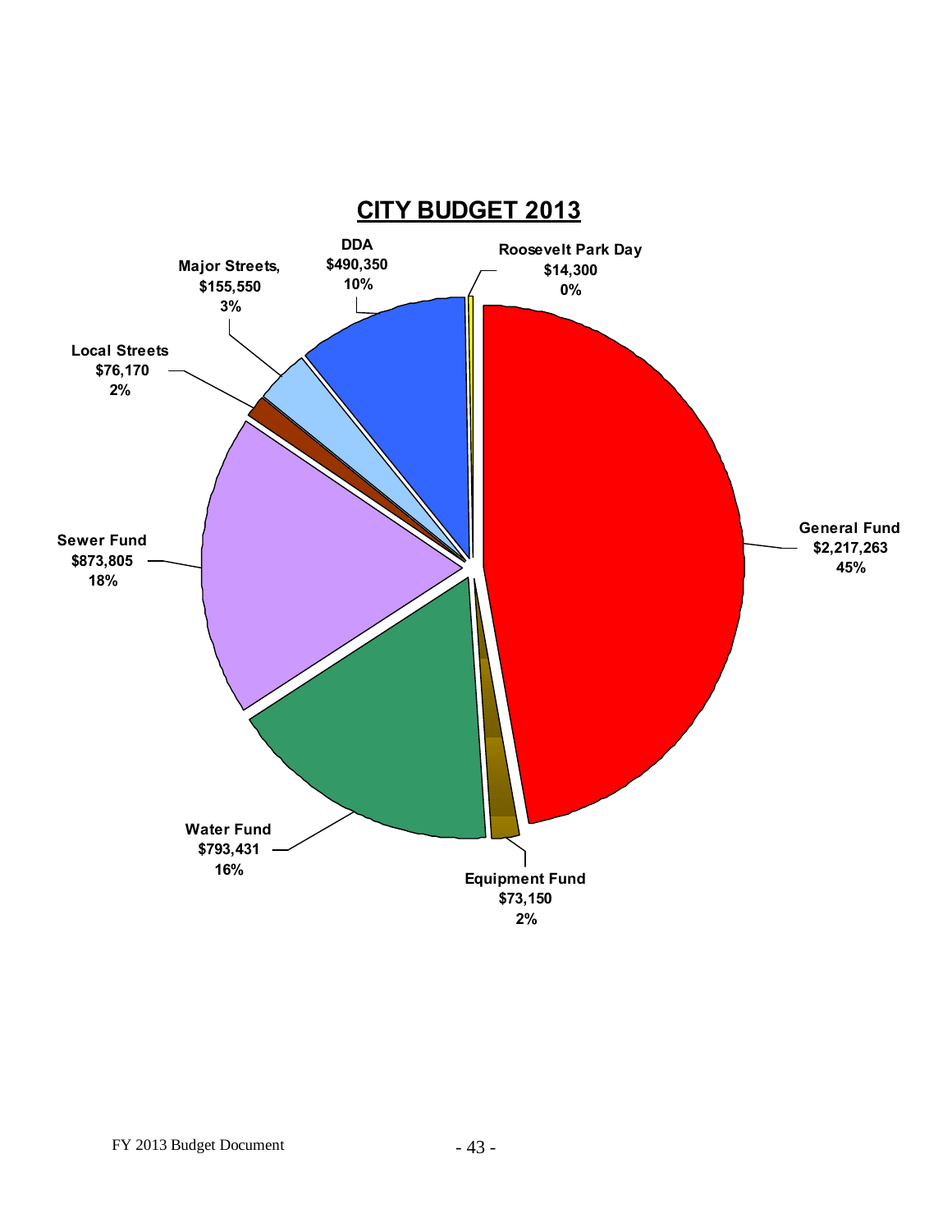# CITY BUDGET 2013

| Fund | Amount | Percent |
|---|---|---|
| General Fund | $2,217,263 | 45% |
| Equipment Fund | $73,150 | 2% |
| Water Fund | $793,431 | 16% |
| Sewer Fund | $873,805 | 18% |
| Local Streets | $76,170 | 2% |
| Major Streets, | $155,550 | 3% |
| DDA | $490,350 | 10% |
| Roosevelt Park Day | $14,300 | 0% |

FY 2013 Budget Document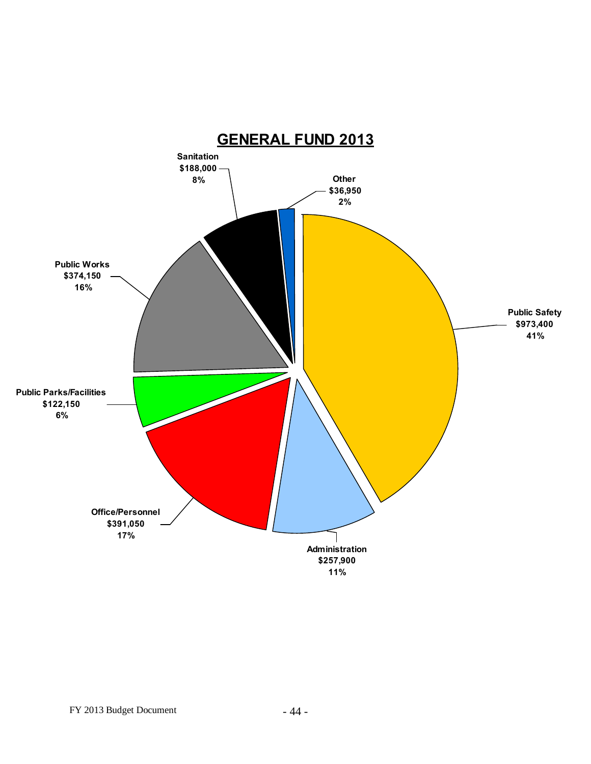# GENERAL FUND 2013

Sanitation
$188,000
8%

Other
$36,950
2%

Public Works
$374,150
16%

Public Safety
$973,400
41%

Public Parks/Facilities
$122,150
6%

Office/Personnel
$391,050
17%

Administration
$257,900
11%

FY 2013 Budget Document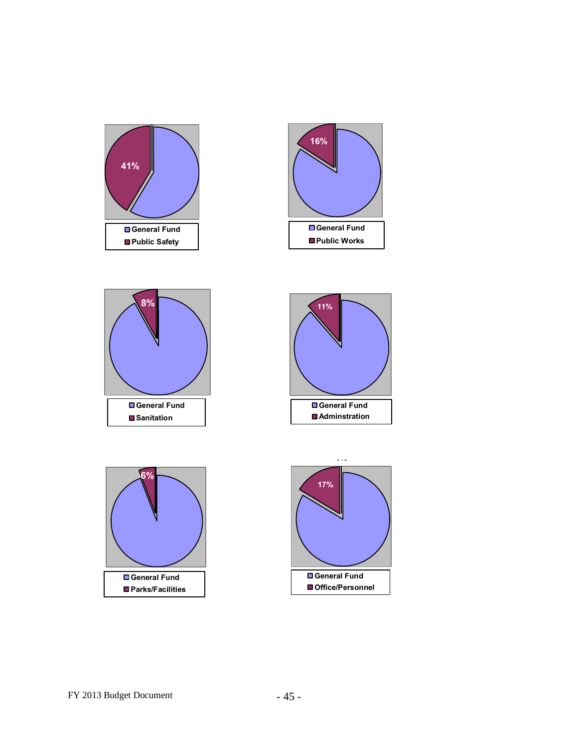41%

General Fund
Public Safety

16%

General Fund
Public Works

8%

General Fund
Sanitation

11%

General Fund
Adminstration

6%

General Fund
Parks/Facilities

17%

General Fund
Office/Personnel